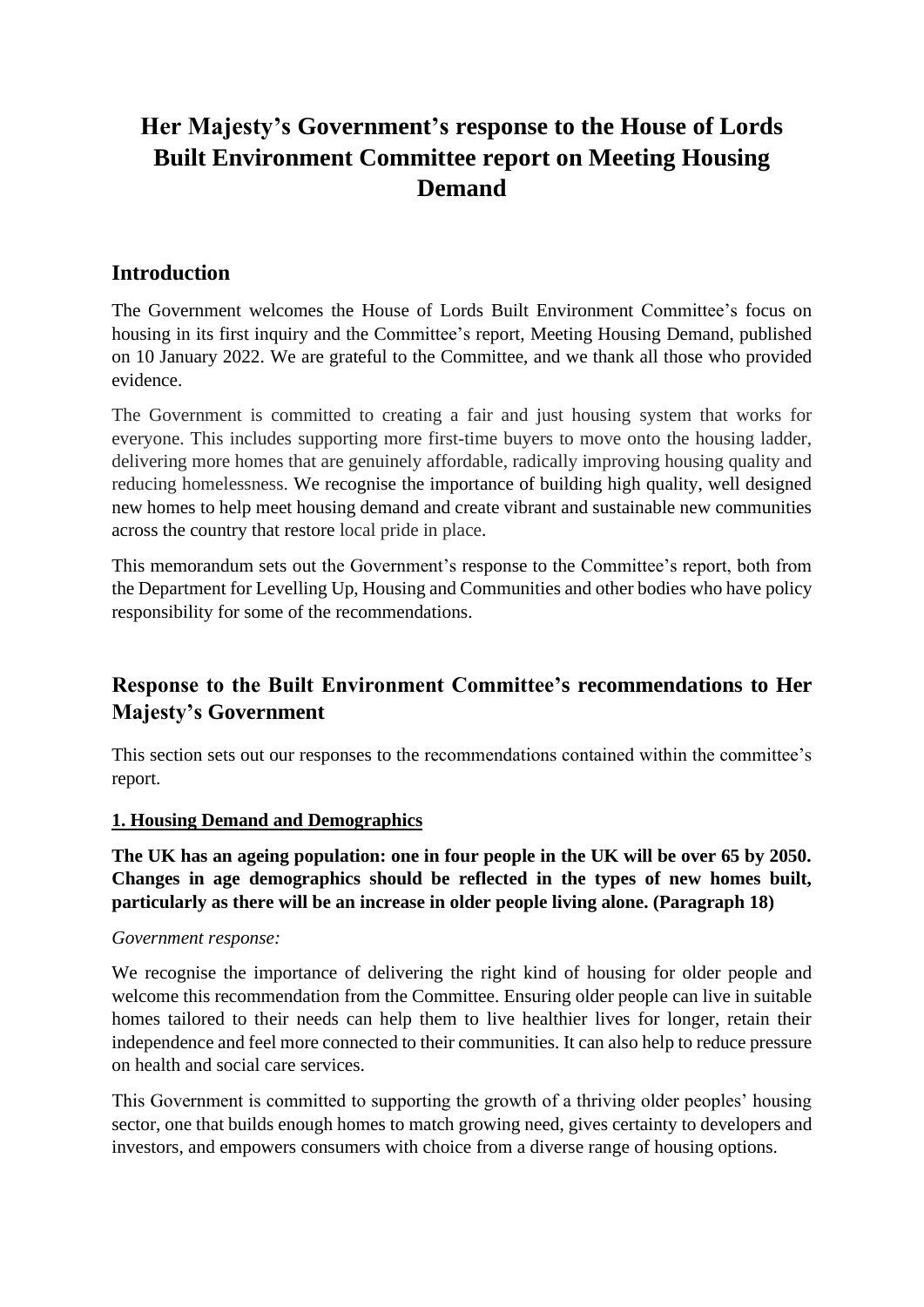# Her Majesty's Government's response to the House of Lords Built Environment Committee report on Meeting Housing Demand

## Introduction

The Government welcomes the House of Lords Built Environment Committee's focus on housing in its first inquiry and the Committee's report, Meeting Housing Demand, published on 10 January 2022. We are grateful to the Committee, and we thank all those who provided evidence.

The Government is committed to creating a fair and just housing system that works for everyone. This includes supporting more first-time buyers to move onto the housing ladder, delivering more homes that are genuinely affordable, radically improving housing quality and reducing homelessness. We recognise the importance of building high quality, well designed new homes to help meet housing demand and create vibrant and sustainable new communities across the country that restore local pride in place.

This memorandum sets out the Government's response to the Committee's report, both from the Department for Levelling Up, Housing and Communities and other bodies who have policy responsibility for some of the recommendations.

## Response to the Built Environment Committee's recommendations to Her Majesty's Government

This section sets out our responses to the recommendations contained within the committee's report.

### 1. Housing Demand and Demographics

**The UK has an ageing population: one in four people in the UK will be over 65 by 2050. Changes in age demographics should be reflected in the types of new homes built, particularly as there will be an increase in older people living alone. (Paragraph 18)**

*Government response:*

We recognise the importance of delivering the right kind of housing for older people and welcome this recommendation from the Committee. Ensuring older people can live in suitable homes tailored to their needs can help them to live healthier lives for longer, retain their independence and feel more connected to their communities. It can also help to reduce pressure on health and social care services.

This Government is committed to supporting the growth of a thriving older peoples' housing sector, one that builds enough homes to match growing need, gives certainty to developers and investors, and empowers consumers with choice from a diverse range of housing options.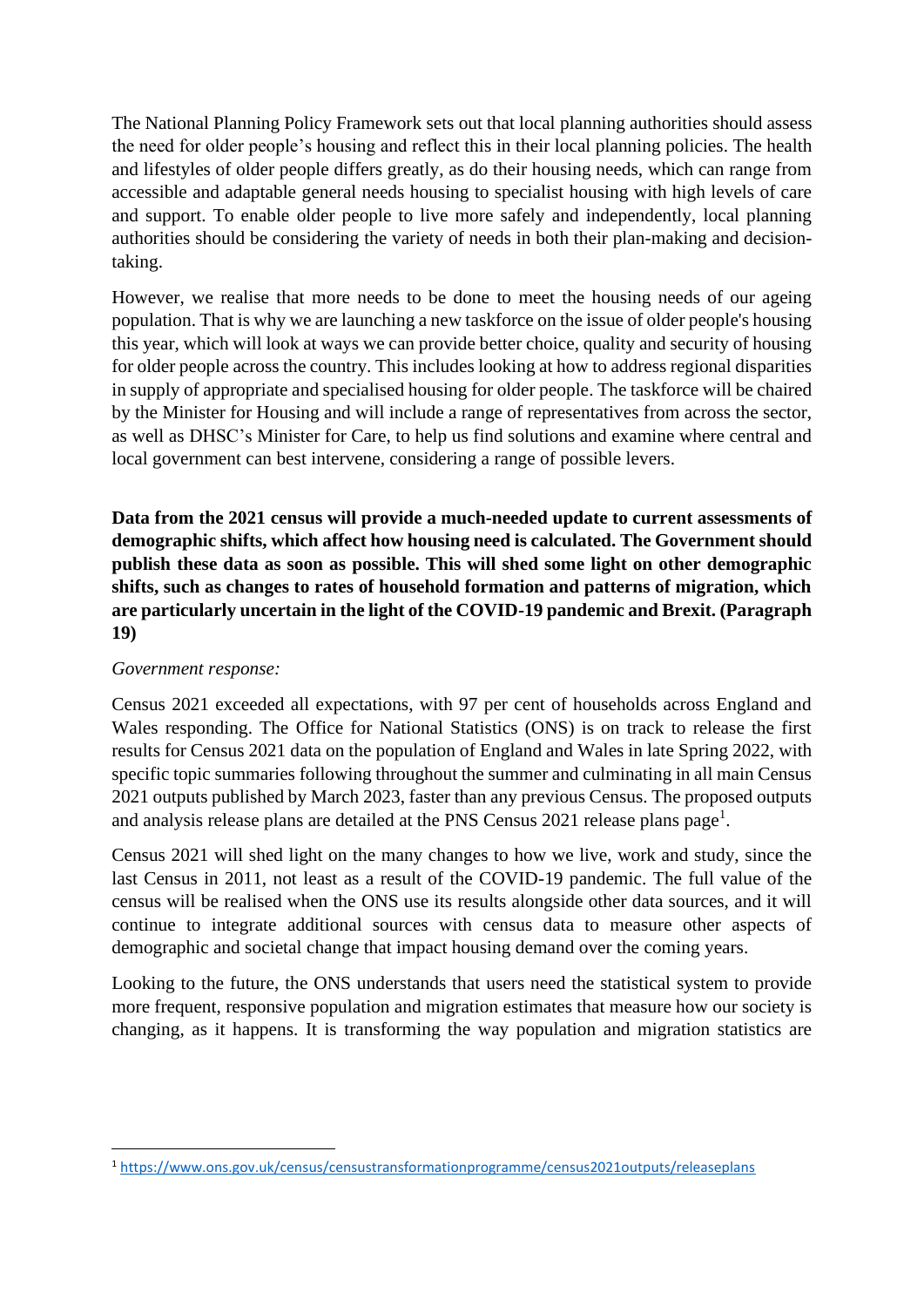The National Planning Policy Framework sets out that local planning authorities should assess the need for older people's housing and reflect this in their local planning policies. The health and lifestyles of older people differs greatly, as do their housing needs, which can range from accessible and adaptable general needs housing to specialist housing with high levels of care and support. To enable older people to live more safely and independently, local planning authorities should be considering the variety of needs in both their plan-making and decision-taking.

However, we realise that more needs to be done to meet the housing needs of our ageing population. That is why we are launching a new taskforce on the issue of older people's housing this year, which will look at ways we can provide better choice, quality and security of housing for older people across the country. This includes looking at how to address regional disparities in supply of appropriate and specialised housing for older people. The taskforce will be chaired by the Minister for Housing and will include a range of representatives from across the sector, as well as DHSC's Minister for Care, to help us find solutions and examine where central and local government can best intervene, considering a range of possible levers.

**Data from the 2021 census will provide a much-needed update to current assessments of demographic shifts, which affect how housing need is calculated. The Government should publish these data as soon as possible. This will shed some light on other demographic shifts, such as changes to rates of household formation and patterns of migration, which are particularly uncertain in the light of the COVID-19 pandemic and Brexit. (Paragraph 19)**

*Government response:*

Census 2021 exceeded all expectations, with 97 per cent of households across England and Wales responding. The Office for National Statistics (ONS) is on track to release the first results for Census 2021 data on the population of England and Wales in late Spring 2022, with specific topic summaries following throughout the summer and culminating in all main Census 2021 outputs published by March 2023, faster than any previous Census. The proposed outputs and analysis release plans are detailed at the PNS Census 2021 release plans page[1].

Census 2021 will shed light on the many changes to how we live, work and study, since the last Census in 2011, not least as a result of the COVID-19 pandemic. The full value of the census will be realised when the ONS use its results alongside other data sources, and it will continue to integrate additional sources with census data to measure other aspects of demographic and societal change that impact housing demand over the coming years.

Looking to the future, the ONS understands that users need the statistical system to provide more frequent, responsive population and migration estimates that measure how our society is changing, as it happens. It is transforming the way population and migration statistics are

[1] https://www.ons.gov.uk/census/censustransformationprogramme/census2021outputs/releaseplans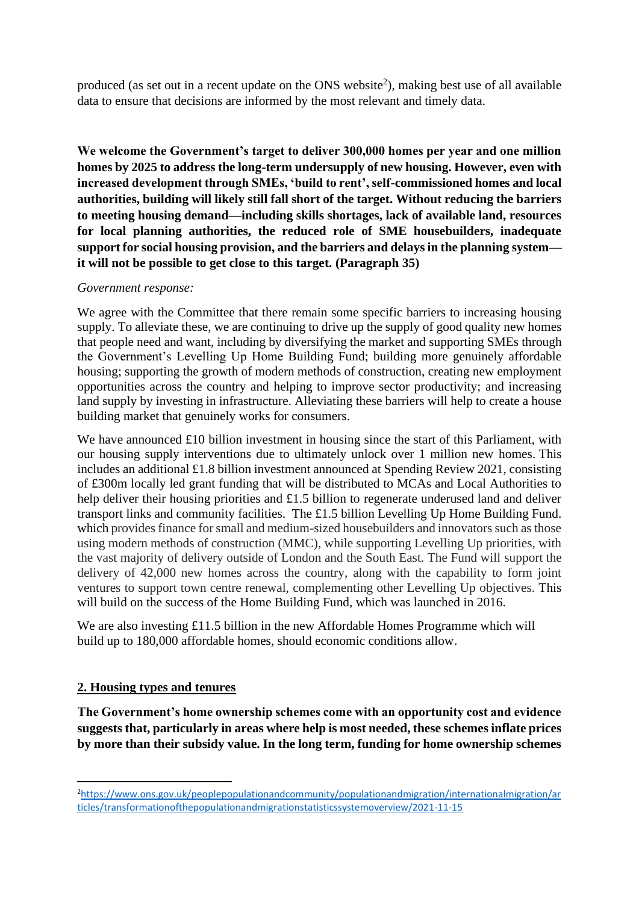produced (as set out in a recent update on the ONS website[2]), making best use of all available data to ensure that decisions are informed by the most relevant and timely data.

**We welcome the Government's target to deliver 300,000 homes per year and one million homes by 2025 to address the long-term undersupply of new housing. However, even with increased development through SMEs, 'build to rent', self-commissioned homes and local authorities, building will likely still fall short of the target. Without reducing the barriers to meeting housing demand—including skills shortages, lack of available land, resources for local planning authorities, the reduced role of SME housebuilders, inadequate support for social housing provision, and the barriers and delays in the planning system—it will not be possible to get close to this target. (Paragraph 35)**

*Government response:*

We agree with the Committee that there remain some specific barriers to increasing housing supply. To alleviate these, we are continuing to drive up the supply of good quality new homes that people need and want, including by diversifying the market and supporting SMEs through the Government's Levelling Up Home Building Fund; building more genuinely affordable housing; supporting the growth of modern methods of construction, creating new employment opportunities across the country and helping to improve sector productivity; and increasing land supply by investing in infrastructure. Alleviating these barriers will help to create a house building market that genuinely works for consumers.

We have announced £10 billion investment in housing since the start of this Parliament, with our housing supply interventions due to ultimately unlock over 1 million new homes. This includes an additional £1.8 billion investment announced at Spending Review 2021, consisting of £300m locally led grant funding that will be distributed to MCAs and Local Authorities to help deliver their housing priorities and £1.5 billion to regenerate underused land and deliver transport links and community facilities. The £1.5 billion Levelling Up Home Building Fund. which provides finance for small and medium-sized housebuilders and innovators such as those using modern methods of construction (MMC), while supporting Levelling Up priorities, with the vast majority of delivery outside of London and the South East. The Fund will support the delivery of 42,000 new homes across the country, along with the capability to form joint ventures to support town centre renewal, complementing other Levelling Up objectives. This will build on the success of the Home Building Fund, which was launched in 2016.

We are also investing £11.5 billion in the new Affordable Homes Programme which will build up to 180,000 affordable homes, should economic conditions allow.

## 2. Housing types and tenures

**The Government's home ownership schemes come with an opportunity cost and evidence suggests that, particularly in areas where help is most needed, these schemes inflate prices by more than their subsidy value. In the long term, funding for home ownership schemes**

---

[2] https://www.ons.gov.uk/peoplepopulationandcommunity/populationandmigration/internationalmigration/articles/transformationofthepopulationandmigrationstatisticssystemoverview/2021-11-15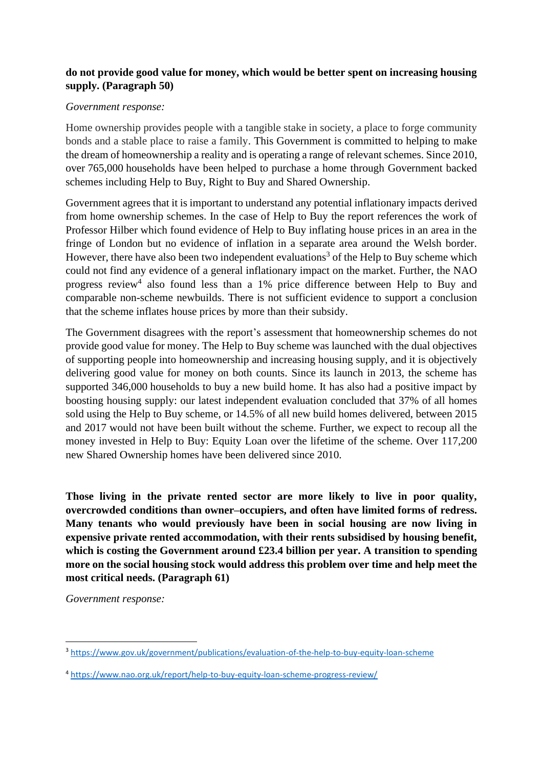**do not provide good value for money, which would be better spent on increasing housing supply. (Paragraph 50)**

*Government response:*

Home ownership provides people with a tangible stake in society, a place to forge community bonds and a stable place to raise a family. This Government is committed to helping to make the dream of homeownership a reality and is operating a range of relevant schemes. Since 2010, over 765,000 households have been helped to purchase a home through Government backed schemes including Help to Buy, Right to Buy and Shared Ownership.

Government agrees that it is important to understand any potential inflationary impacts derived from home ownership schemes. In the case of Help to Buy the report references the work of Professor Hilber which found evidence of Help to Buy inflating house prices in an area in the fringe of London but no evidence of inflation in a separate area around the Welsh border. However, there have also been two independent evaluations[3] of the Help to Buy scheme which could not find any evidence of a general inflationary impact on the market. Further, the NAO progress review[4] also found less than a 1% price difference between Help to Buy and comparable non-scheme newbuilds. There is not sufficient evidence to support a conclusion that the scheme inflates house prices by more than their subsidy.

The Government disagrees with the report's assessment that homeownership schemes do not provide good value for money. The Help to Buy scheme was launched with the dual objectives of supporting people into homeownership and increasing housing supply, and it is objectively delivering good value for money on both counts. Since its launch in 2013, the scheme has supported 346,000 households to buy a new build home. It has also had a positive impact by boosting housing supply: our latest independent evaluation concluded that 37% of all homes sold using the Help to Buy scheme, or 14.5% of all new build homes delivered, between 2015 and 2017 would not have been built without the scheme. Further, we expect to recoup all the money invested in Help to Buy: Equity Loan over the lifetime of the scheme. Over 117,200 new Shared Ownership homes have been delivered since 2010.

**Those living in the private rented sector are more likely to live in poor quality, overcrowded conditions than owner–occupiers, and often have limited forms of redress. Many tenants who would previously have been in social housing are now living in expensive private rented accommodation, with their rents subsidised by housing benefit, which is costing the Government around £23.4 billion per year. A transition to spending more on the social housing stock would address this problem over time and help meet the most critical needs. (Paragraph 61)**

*Government response:*

---

[3] https://www.gov.uk/government/publications/evaluation-of-the-help-to-buy-equity-loan-scheme

[4] https://www.nao.org.uk/report/help-to-buy-equity-loan-scheme-progress-review/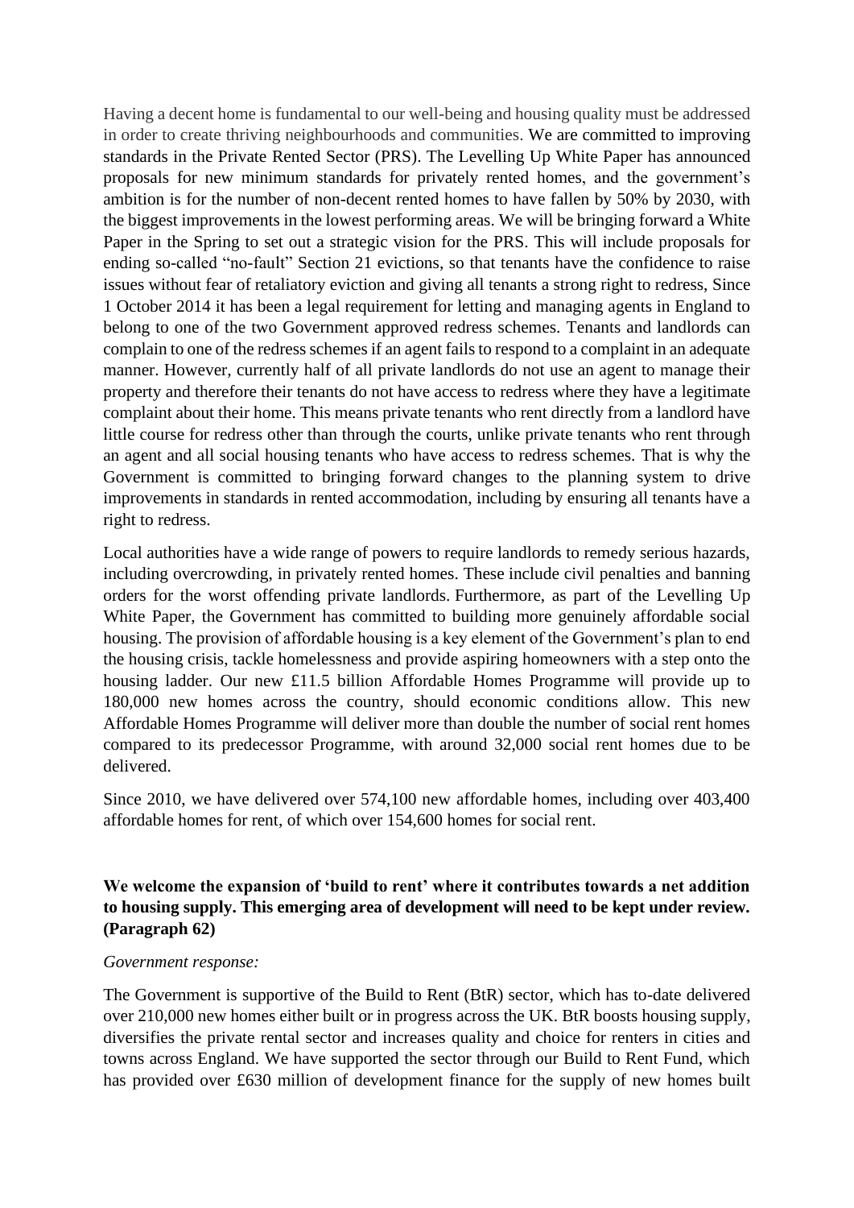Having a decent home is fundamental to our well-being and housing quality must be addressed in order to create thriving neighbourhoods and communities. We are committed to improving standards in the Private Rented Sector (PRS). The Levelling Up White Paper has announced proposals for new minimum standards for privately rented homes, and the government's ambition is for the number of non-decent rented homes to have fallen by 50% by 2030, with the biggest improvements in the lowest performing areas. We will be bringing forward a White Paper in the Spring to set out a strategic vision for the PRS. This will include proposals for ending so-called "no-fault" Section 21 evictions, so that tenants have the confidence to raise issues without fear of retaliatory eviction and giving all tenants a strong right to redress, Since 1 October 2014 it has been a legal requirement for letting and managing agents in England to belong to one of the two Government approved redress schemes. Tenants and landlords can complain to one of the redress schemes if an agent fails to respond to a complaint in an adequate manner. However, currently half of all private landlords do not use an agent to manage their property and therefore their tenants do not have access to redress where they have a legitimate complaint about their home. This means private tenants who rent directly from a landlord have little course for redress other than through the courts, unlike private tenants who rent through an agent and all social housing tenants who have access to redress schemes. That is why the Government is committed to bringing forward changes to the planning system to drive improvements in standards in rented accommodation, including by ensuring all tenants have a right to redress.

Local authorities have a wide range of powers to require landlords to remedy serious hazards, including overcrowding, in privately rented homes. These include civil penalties and banning orders for the worst offending private landlords. Furthermore, as part of the Levelling Up White Paper, the Government has committed to building more genuinely affordable social housing. The provision of affordable housing is a key element of the Government's plan to end the housing crisis, tackle homelessness and provide aspiring homeowners with a step onto the housing ladder. Our new £11.5 billion Affordable Homes Programme will provide up to 180,000 new homes across the country, should economic conditions allow. This new Affordable Homes Programme will deliver more than double the number of social rent homes compared to its predecessor Programme, with around 32,000 social rent homes due to be delivered.

Since 2010, we have delivered over 574,100 new affordable homes, including over 403,400 affordable homes for rent, of which over 154,600 homes for social rent.

**We welcome the expansion of 'build to rent' where it contributes towards a net addition to housing supply. This emerging area of development will need to be kept under review. (Paragraph 62)**

*Government response:*

The Government is supportive of the Build to Rent (BtR) sector, which has to-date delivered over 210,000 new homes either built or in progress across the UK. BtR boosts housing supply, diversifies the private rental sector and increases quality and choice for renters in cities and towns across England. We have supported the sector through our Build to Rent Fund, which has provided over £630 million of development finance for the supply of new homes built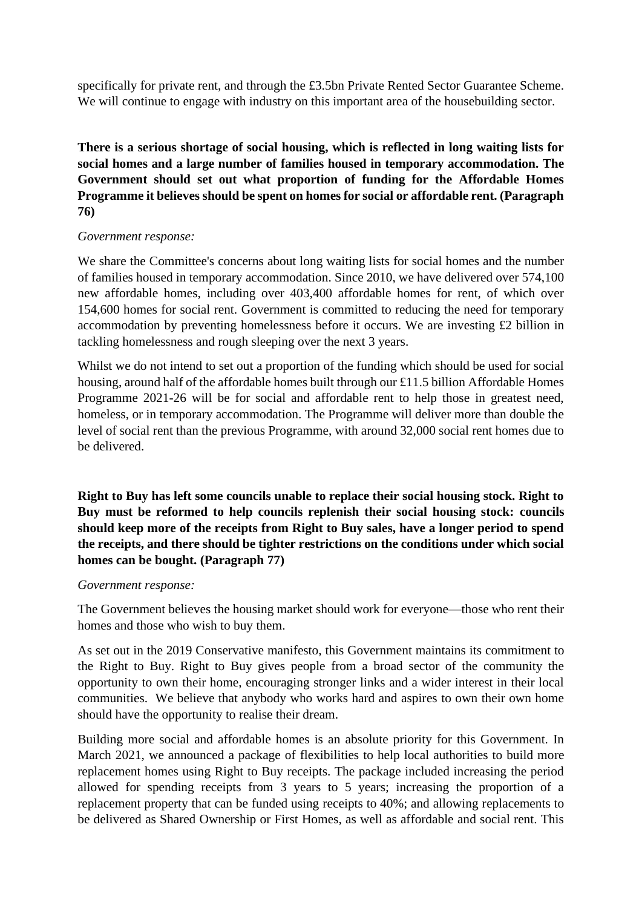specifically for private rent, and through the £3.5bn Private Rented Sector Guarantee Scheme. We will continue to engage with industry on this important area of the housebuilding sector.

**There is a serious shortage of social housing, which is reflected in long waiting lists for social homes and a large number of families housed in temporary accommodation. The Government should set out what proportion of funding for the Affordable Homes Programme it believes should be spent on homes for social or affordable rent. (Paragraph 76)**

*Government response:*

We share the Committee's concerns about long waiting lists for social homes and the number of families housed in temporary accommodation. Since 2010, we have delivered over 574,100 new affordable homes, including over 403,400 affordable homes for rent, of which over 154,600 homes for social rent. Government is committed to reducing the need for temporary accommodation by preventing homelessness before it occurs. We are investing £2 billion in tackling homelessness and rough sleeping over the next 3 years.

Whilst we do not intend to set out a proportion of the funding which should be used for social housing, around half of the affordable homes built through our £11.5 billion Affordable Homes Programme 2021-26 will be for social and affordable rent to help those in greatest need, homeless, or in temporary accommodation. The Programme will deliver more than double the level of social rent than the previous Programme, with around 32,000 social rent homes due to be delivered.

**Right to Buy has left some councils unable to replace their social housing stock. Right to Buy must be reformed to help councils replenish their social housing stock: councils should keep more of the receipts from Right to Buy sales, have a longer period to spend the receipts, and there should be tighter restrictions on the conditions under which social homes can be bought. (Paragraph 77)**

*Government response:*

The Government believes the housing market should work for everyone—those who rent their homes and those who wish to buy them.

As set out in the 2019 Conservative manifesto, this Government maintains its commitment to the Right to Buy. Right to Buy gives people from a broad sector of the community the opportunity to own their home, encouraging stronger links and a wider interest in their local communities. We believe that anybody who works hard and aspires to own their own home should have the opportunity to realise their dream.

Building more social and affordable homes is an absolute priority for this Government. In March 2021, we announced a package of flexibilities to help local authorities to build more replacement homes using Right to Buy receipts. The package included increasing the period allowed for spending receipts from 3 years to 5 years; increasing the proportion of a replacement property that can be funded using receipts to 40%; and allowing replacements to be delivered as Shared Ownership or First Homes, as well as affordable and social rent. This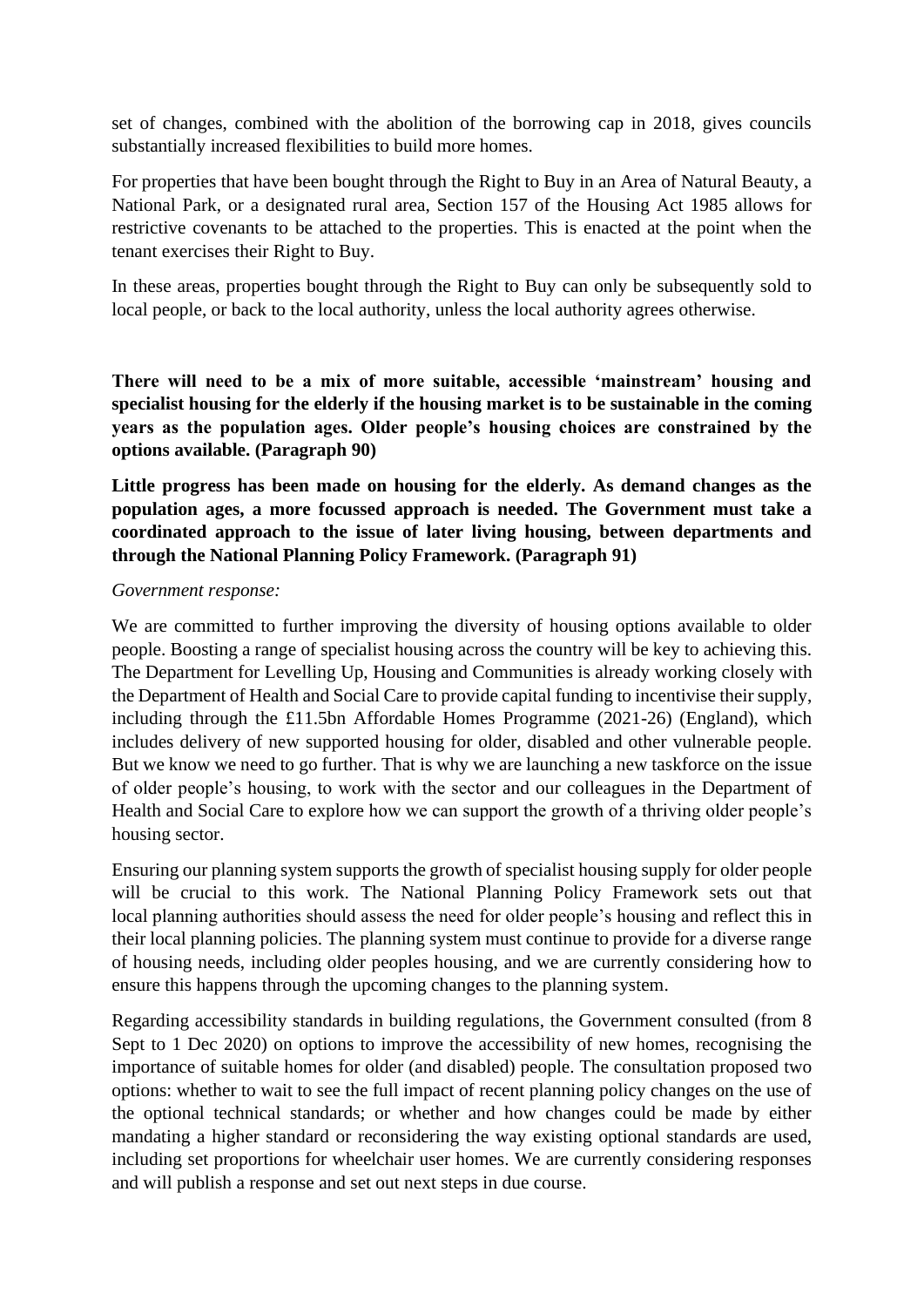set of changes, combined with the abolition of the borrowing cap in 2018, gives councils substantially increased flexibilities to build more homes.

For properties that have been bought through the Right to Buy in an Area of Natural Beauty, a National Park, or a designated rural area, Section 157 of the Housing Act 1985 allows for restrictive covenants to be attached to the properties. This is enacted at the point when the tenant exercises their Right to Buy.

In these areas, properties bought through the Right to Buy can only be subsequently sold to local people, or back to the local authority, unless the local authority agrees otherwise.

**There will need to be a mix of more suitable, accessible 'mainstream' housing and specialist housing for the elderly if the housing market is to be sustainable in the coming years as the population ages. Older people's housing choices are constrained by the options available. (Paragraph 90)**

**Little progress has been made on housing for the elderly. As demand changes as the population ages, a more focussed approach is needed. The Government must take a coordinated approach to the issue of later living housing, between departments and through the National Planning Policy Framework. (Paragraph 91)**

*Government response:*

We are committed to further improving the diversity of housing options available to older people. Boosting a range of specialist housing across the country will be key to achieving this. The Department for Levelling Up, Housing and Communities is already working closely with the Department of Health and Social Care to provide capital funding to incentivise their supply, including through the £11.5bn Affordable Homes Programme (2021-26) (England), which includes delivery of new supported housing for older, disabled and other vulnerable people. But we know we need to go further. That is why we are launching a new taskforce on the issue of older people's housing, to work with the sector and our colleagues in the Department of Health and Social Care to explore how we can support the growth of a thriving older people's housing sector.

Ensuring our planning system supports the growth of specialist housing supply for older people will be crucial to this work. The National Planning Policy Framework sets out that local planning authorities should assess the need for older people's housing and reflect this in their local planning policies. The planning system must continue to provide for a diverse range of housing needs, including older peoples housing, and we are currently considering how to ensure this happens through the upcoming changes to the planning system.

Regarding accessibility standards in building regulations, the Government consulted (from 8 Sept to 1 Dec 2020) on options to improve the accessibility of new homes, recognising the importance of suitable homes for older (and disabled) people. The consultation proposed two options: whether to wait to see the full impact of recent planning policy changes on the use of the optional technical standards; or whether and how changes could be made by either mandating a higher standard or reconsidering the way existing optional standards are used, including set proportions for wheelchair user homes. We are currently considering responses and will publish a response and set out next steps in due course.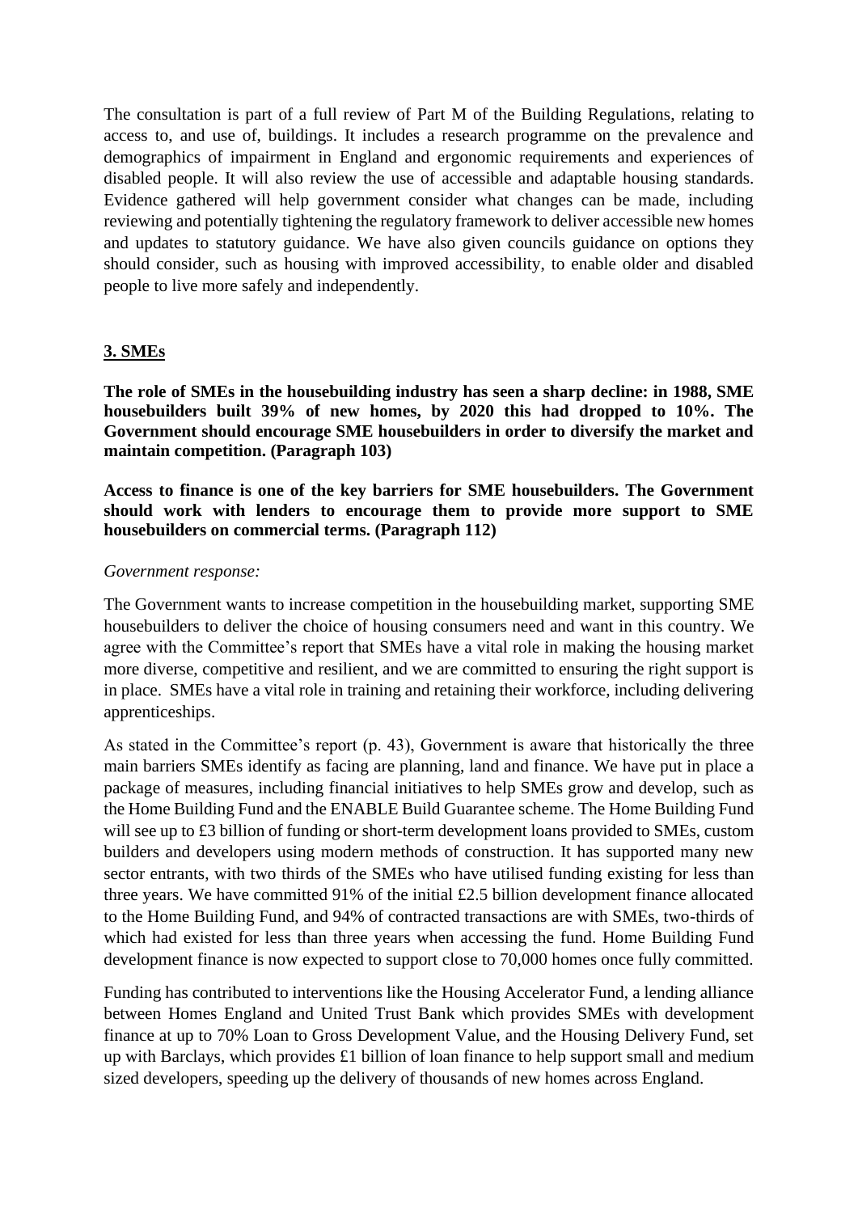The consultation is part of a full review of Part M of the Building Regulations, relating to access to, and use of, buildings. It includes a research programme on the prevalence and demographics of impairment in England and ergonomic requirements and experiences of disabled people. It will also review the use of accessible and adaptable housing standards. Evidence gathered will help government consider what changes can be made, including reviewing and potentially tightening the regulatory framework to deliver accessible new homes and updates to statutory guidance. We have also given councils guidance on options they should consider, such as housing with improved accessibility, to enable older and disabled people to live more safely and independently.

## 3. SMEs

**The role of SMEs in the housebuilding industry has seen a sharp decline: in 1988, SME housebuilders built 39% of new homes, by 2020 this had dropped to 10%. The Government should encourage SME housebuilders in order to diversify the market and maintain competition. (Paragraph 103)**

**Access to finance is one of the key barriers for SME housebuilders. The Government should work with lenders to encourage them to provide more support to SME housebuilders on commercial terms. (Paragraph 112)**

*Government response:*

The Government wants to increase competition in the housebuilding market, supporting SME housebuilders to deliver the choice of housing consumers need and want in this country. We agree with the Committee's report that SMEs have a vital role in making the housing market more diverse, competitive and resilient, and we are committed to ensuring the right support is in place. SMEs have a vital role in training and retaining their workforce, including delivering apprenticeships.

As stated in the Committee's report (p. 43), Government is aware that historically the three main barriers SMEs identify as facing are planning, land and finance. We have put in place a package of measures, including financial initiatives to help SMEs grow and develop, such as the Home Building Fund and the ENABLE Build Guarantee scheme. The Home Building Fund will see up to £3 billion of funding or short-term development loans provided to SMEs, custom builders and developers using modern methods of construction. It has supported many new sector entrants, with two thirds of the SMEs who have utilised funding existing for less than three years. We have committed 91% of the initial £2.5 billion development finance allocated to the Home Building Fund, and 94% of contracted transactions are with SMEs, two-thirds of which had existed for less than three years when accessing the fund. Home Building Fund development finance is now expected to support close to 70,000 homes once fully committed.

Funding has contributed to interventions like the Housing Accelerator Fund, a lending alliance between Homes England and United Trust Bank which provides SMEs with development finance at up to 70% Loan to Gross Development Value, and the Housing Delivery Fund, set up with Barclays, which provides £1 billion of loan finance to help support small and medium sized developers, speeding up the delivery of thousands of new homes across England.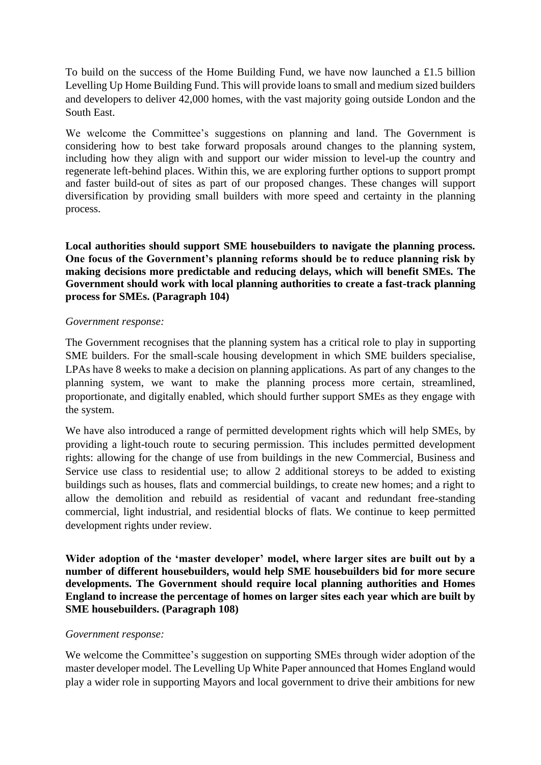To build on the success of the Home Building Fund, we have now launched a £1.5 billion Levelling Up Home Building Fund. This will provide loans to small and medium sized builders and developers to deliver 42,000 homes, with the vast majority going outside London and the South East.

We welcome the Committee's suggestions on planning and land. The Government is considering how to best take forward proposals around changes to the planning system, including how they align with and support our wider mission to level-up the country and regenerate left-behind places. Within this, we are exploring further options to support prompt and faster build-out of sites as part of our proposed changes. These changes will support diversification by providing small builders with more speed and certainty in the planning process.

**Local authorities should support SME housebuilders to navigate the planning process. One focus of the Government's planning reforms should be to reduce planning risk by making decisions more predictable and reducing delays, which will benefit SMEs. The Government should work with local planning authorities to create a fast-track planning process for SMEs. (Paragraph 104)**

*Government response:*

The Government recognises that the planning system has a critical role to play in supporting SME builders. For the small-scale housing development in which SME builders specialise, LPAs have 8 weeks to make a decision on planning applications. As part of any changes to the planning system, we want to make the planning process more certain, streamlined, proportionate, and digitally enabled, which should further support SMEs as they engage with the system.

We have also introduced a range of permitted development rights which will help SMEs, by providing a light-touch route to securing permission. This includes permitted development rights: allowing for the change of use from buildings in the new Commercial, Business and Service use class to residential use; to allow 2 additional storeys to be added to existing buildings such as houses, flats and commercial buildings, to create new homes; and a right to allow the demolition and rebuild as residential of vacant and redundant free-standing commercial, light industrial, and residential blocks of flats. We continue to keep permitted development rights under review.

**Wider adoption of the 'master developer' model, where larger sites are built out by a number of different housebuilders, would help SME housebuilders bid for more secure developments. The Government should require local planning authorities and Homes England to increase the percentage of homes on larger sites each year which are built by SME housebuilders. (Paragraph 108)**

*Government response:*

We welcome the Committee's suggestion on supporting SMEs through wider adoption of the master developer model. The Levelling Up White Paper announced that Homes England would play a wider role in supporting Mayors and local government to drive their ambitions for new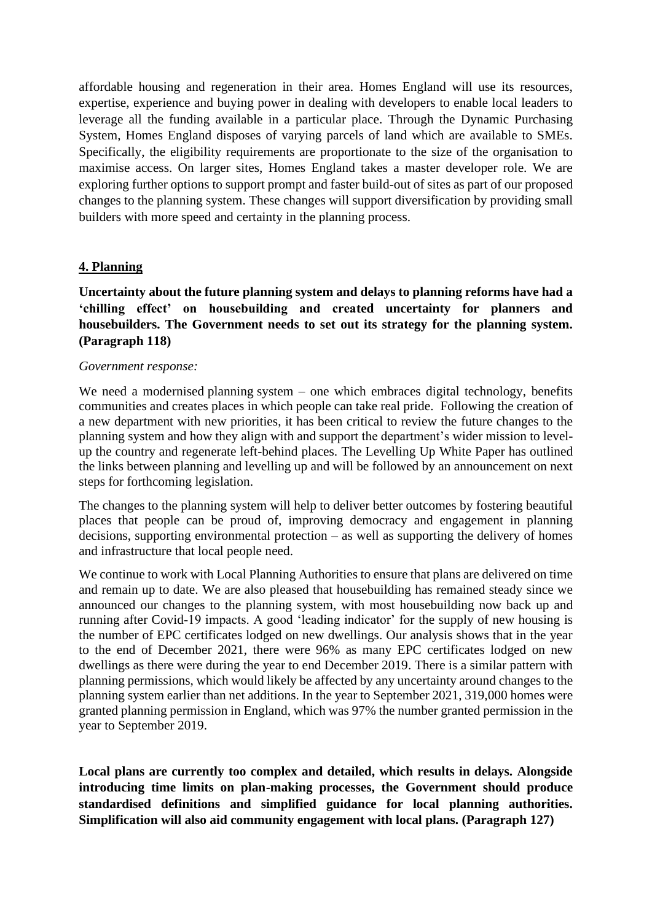affordable housing and regeneration in their area. Homes England will use its resources, expertise, experience and buying power in dealing with developers to enable local leaders to leverage all the funding available in a particular place. Through the Dynamic Purchasing System, Homes England disposes of varying parcels of land which are available to SMEs. Specifically, the eligibility requirements are proportionate to the size of the organisation to maximise access. On larger sites, Homes England takes a master developer role. We are exploring further options to support prompt and faster build-out of sites as part of our proposed changes to the planning system. These changes will support diversification by providing small builders with more speed and certainty in the planning process.

## 4. Planning

**Uncertainty about the future planning system and delays to planning reforms have had a 'chilling effect' on housebuilding and created uncertainty for planners and housebuilders. The Government needs to set out its strategy for the planning system. (Paragraph 118)**

*Government response:*

We need a modernised planning system – one which embraces digital technology, benefits communities and creates places in which people can take real pride. Following the creation of a new department with new priorities, it has been critical to review the future changes to the planning system and how they align with and support the department's wider mission to level-up the country and regenerate left-behind places. The Levelling Up White Paper has outlined the links between planning and levelling up and will be followed by an announcement on next steps for forthcoming legislation.

The changes to the planning system will help to deliver better outcomes by fostering beautiful places that people can be proud of, improving democracy and engagement in planning decisions, supporting environmental protection – as well as supporting the delivery of homes and infrastructure that local people need.

We continue to work with Local Planning Authorities to ensure that plans are delivered on time and remain up to date. We are also pleased that housebuilding has remained steady since we announced our changes to the planning system, with most housebuilding now back up and running after Covid-19 impacts. A good 'leading indicator' for the supply of new housing is the number of EPC certificates lodged on new dwellings. Our analysis shows that in the year to the end of December 2021, there were 96% as many EPC certificates lodged on new dwellings as there were during the year to end December 2019. There is a similar pattern with planning permissions, which would likely be affected by any uncertainty around changes to the planning system earlier than net additions. In the year to September 2021, 319,000 homes were granted planning permission in England, which was 97% the number granted permission in the year to September 2019.

**Local plans are currently too complex and detailed, which results in delays. Alongside introducing time limits on plan-making processes, the Government should produce standardised definitions and simplified guidance for local planning authorities. Simplification will also aid community engagement with local plans. (Paragraph 127)**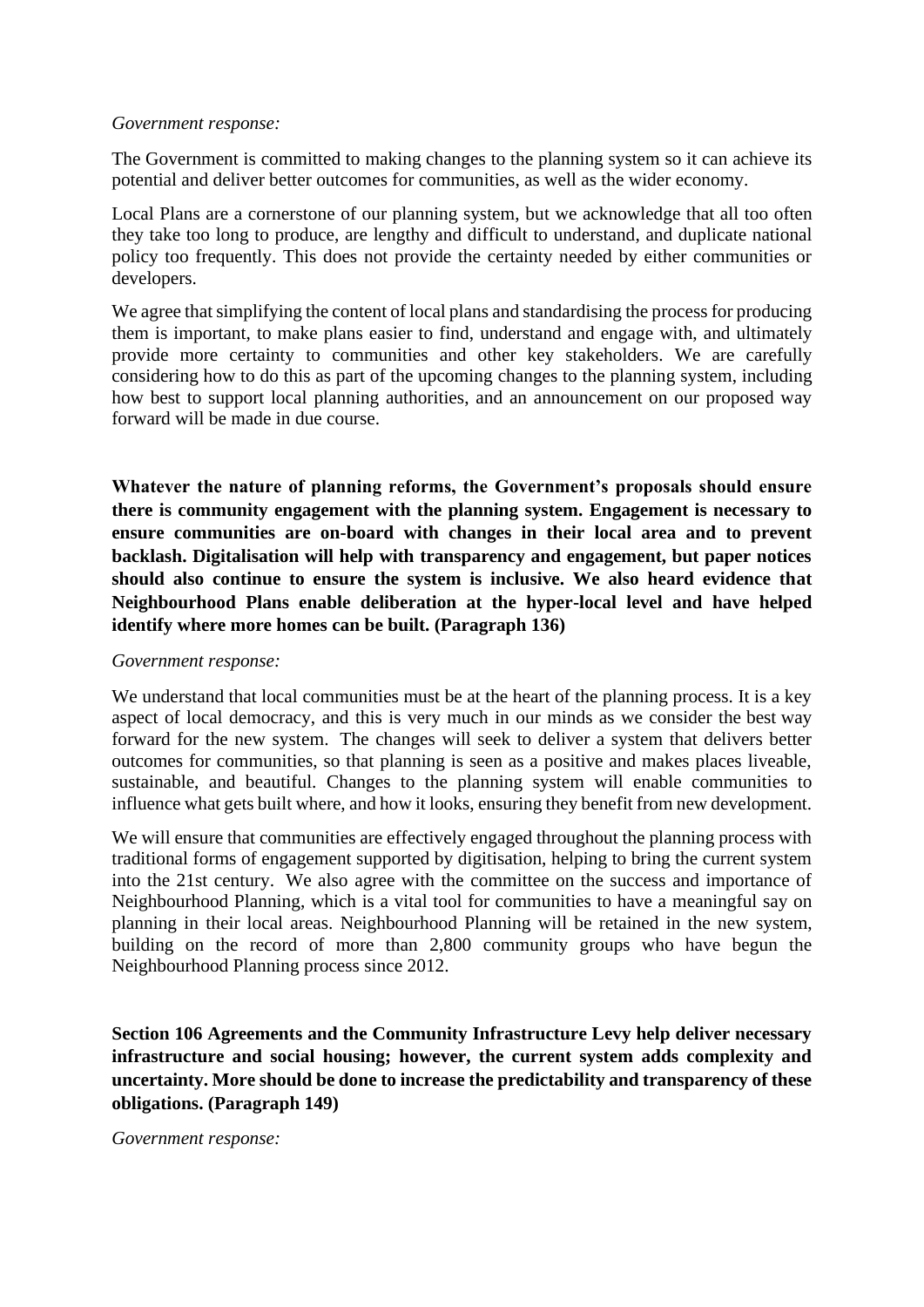*Government response:*

The Government is committed to making changes to the planning system so it can achieve its potential and deliver better outcomes for communities, as well as the wider economy.

Local Plans are a cornerstone of our planning system, but we acknowledge that all too often they take too long to produce, are lengthy and difficult to understand, and duplicate national policy too frequently. This does not provide the certainty needed by either communities or developers.

We agree that simplifying the content of local plans and standardising the process for producing them is important, to make plans easier to find, understand and engage with, and ultimately provide more certainty to communities and other key stakeholders. We are carefully considering how to do this as part of the upcoming changes to the planning system, including how best to support local planning authorities, and an announcement on our proposed way forward will be made in due course.

**Whatever the nature of planning reforms, the Government's proposals should ensure there is community engagement with the planning system. Engagement is necessary to ensure communities are on-board with changes in their local area and to prevent backlash. Digitalisation will help with transparency and engagement, but paper notices should also continue to ensure the system is inclusive. We also heard evidence that Neighbourhood Plans enable deliberation at the hyper-local level and have helped identify where more homes can be built. (Paragraph 136)**

*Government response:*

We understand that local communities must be at the heart of the planning process. It is a key aspect of local democracy, and this is very much in our minds as we consider the best way forward for the new system. The changes will seek to deliver a system that delivers better outcomes for communities, so that planning is seen as a positive and makes places liveable, sustainable, and beautiful. Changes to the planning system will enable communities to influence what gets built where, and how it looks, ensuring they benefit from new development.

We will ensure that communities are effectively engaged throughout the planning process with traditional forms of engagement supported by digitisation, helping to bring the current system into the 21st century. We also agree with the committee on the success and importance of Neighbourhood Planning, which is a vital tool for communities to have a meaningful say on planning in their local areas. Neighbourhood Planning will be retained in the new system, building on the record of more than 2,800 community groups who have begun the Neighbourhood Planning process since 2012.

**Section 106 Agreements and the Community Infrastructure Levy help deliver necessary infrastructure and social housing; however, the current system adds complexity and uncertainty. More should be done to increase the predictability and transparency of these obligations. (Paragraph 149)**

*Government response:*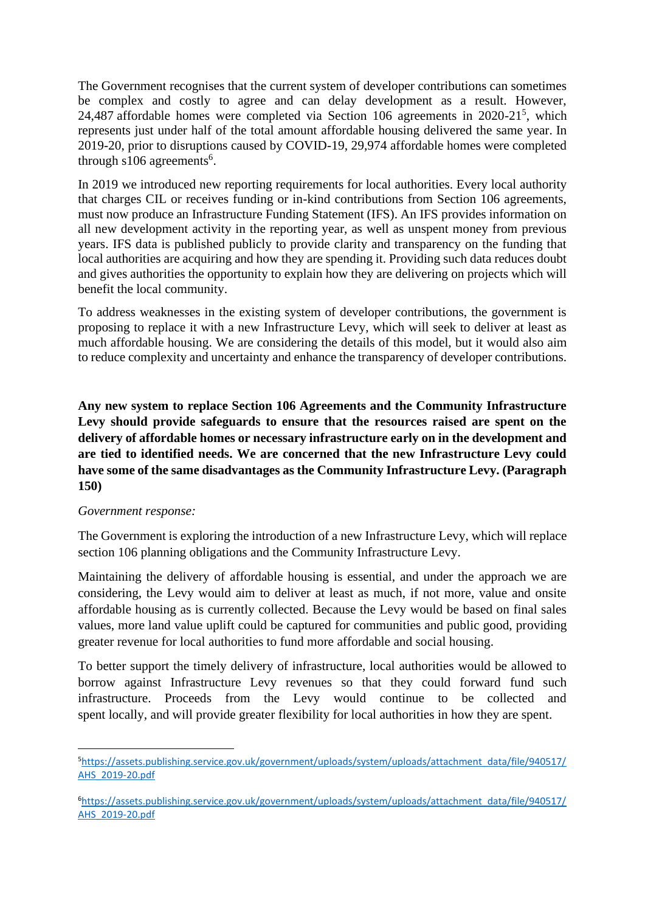The Government recognises that the current system of developer contributions can sometimes be complex and costly to agree and can delay development as a result. However, 24,487 affordable homes were completed via Section 106 agreements in 2020-21[5], which represents just under half of the total amount affordable housing delivered the same year. In 2019-20, prior to disruptions caused by COVID-19, 29,974 affordable homes were completed through s106 agreements[6].

In 2019 we introduced new reporting requirements for local authorities. Every local authority that charges CIL or receives funding or in-kind contributions from Section 106 agreements, must now produce an Infrastructure Funding Statement (IFS). An IFS provides information on all new development activity in the reporting year, as well as unspent money from previous years. IFS data is published publicly to provide clarity and transparency on the funding that local authorities are acquiring and how they are spending it. Providing such data reduces doubt and gives authorities the opportunity to explain how they are delivering on projects which will benefit the local community.

To address weaknesses in the existing system of developer contributions, the government is proposing to replace it with a new Infrastructure Levy, which will seek to deliver at least as much affordable housing. We are considering the details of this model, but it would also aim to reduce complexity and uncertainty and enhance the transparency of developer contributions.

**Any new system to replace Section 106 Agreements and the Community Infrastructure Levy should provide safeguards to ensure that the resources raised are spent on the delivery of affordable homes or necessary infrastructure early on in the development and are tied to identified needs. We are concerned that the new Infrastructure Levy could have some of the same disadvantages as the Community Infrastructure Levy. (Paragraph 150)**

*Government response:*

The Government is exploring the introduction of a new Infrastructure Levy, which will replace section 106 planning obligations and the Community Infrastructure Levy.

Maintaining the delivery of affordable housing is essential, and under the approach we are considering, the Levy would aim to deliver at least as much, if not more, value and onsite affordable housing as is currently collected. Because the Levy would be based on final sales values, more land value uplift could be captured for communities and public good, providing greater revenue for local authorities to fund more affordable and social housing.

To better support the timely delivery of infrastructure, local authorities would be allowed to borrow against Infrastructure Levy revenues so that they could forward fund such infrastructure. Proceeds from the Levy would continue to be collected and spent locally, and will provide greater flexibility for local authorities in how they are spent.

---

[5] https://assets.publishing.service.gov.uk/government/uploads/system/uploads/attachment_data/file/940517/AHS_2019-20.pdf

[6] https://assets.publishing.service.gov.uk/government/uploads/system/uploads/attachment_data/file/940517/AHS_2019-20.pdf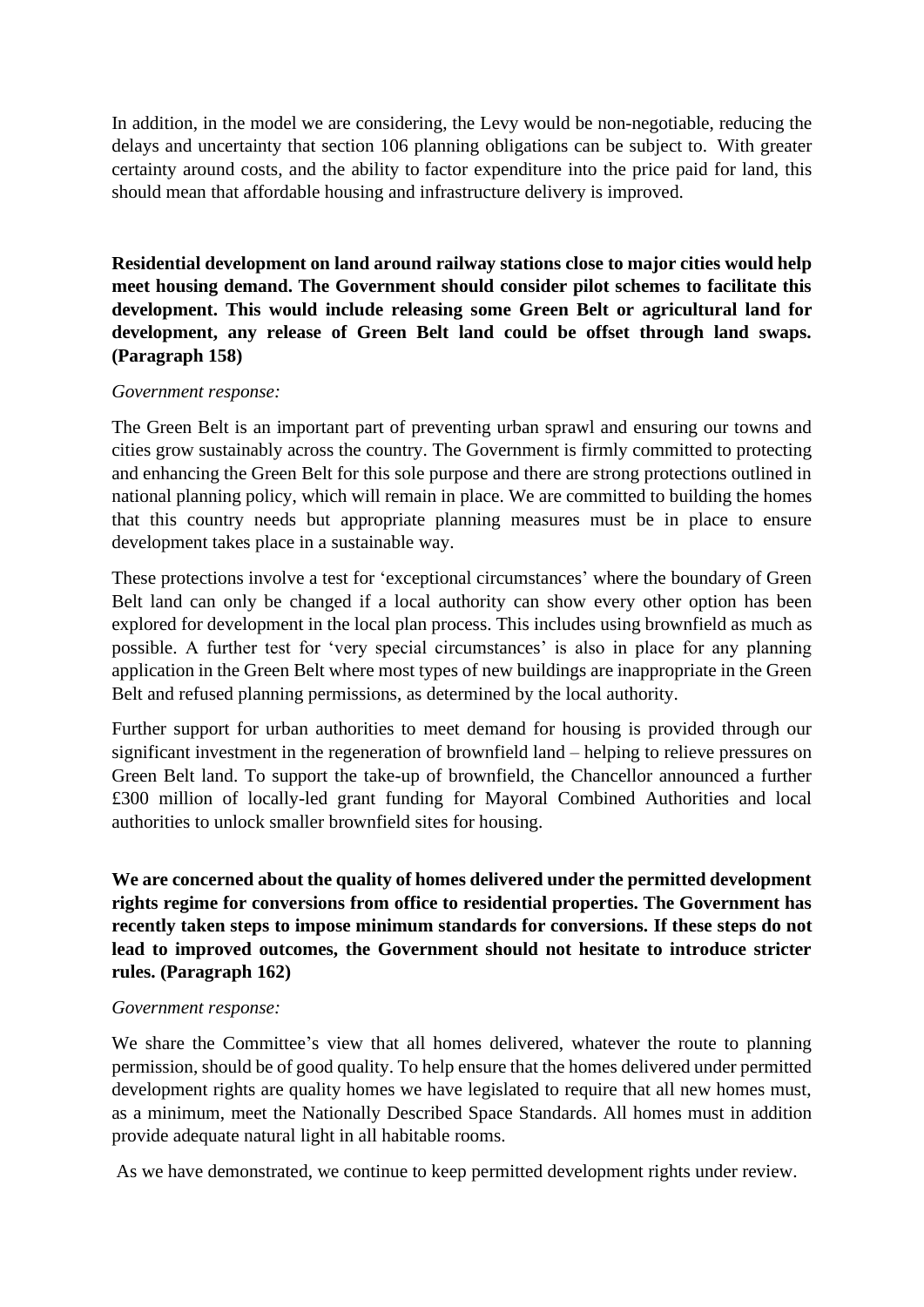In addition, in the model we are considering, the Levy would be non-negotiable, reducing the delays and uncertainty that section 106 planning obligations can be subject to. With greater certainty around costs, and the ability to factor expenditure into the price paid for land, this should mean that affordable housing and infrastructure delivery is improved.

**Residential development on land around railway stations close to major cities would help meet housing demand. The Government should consider pilot schemes to facilitate this development. This would include releasing some Green Belt or agricultural land for development, any release of Green Belt land could be offset through land swaps. (Paragraph 158)**

*Government response:*

The Green Belt is an important part of preventing urban sprawl and ensuring our towns and cities grow sustainably across the country. The Government is firmly committed to protecting and enhancing the Green Belt for this sole purpose and there are strong protections outlined in national planning policy, which will remain in place. We are committed to building the homes that this country needs but appropriate planning measures must be in place to ensure development takes place in a sustainable way.

These protections involve a test for 'exceptional circumstances' where the boundary of Green Belt land can only be changed if a local authority can show every other option has been explored for development in the local plan process. This includes using brownfield as much as possible. A further test for 'very special circumstances' is also in place for any planning application in the Green Belt where most types of new buildings are inappropriate in the Green Belt and refused planning permissions, as determined by the local authority.

Further support for urban authorities to meet demand for housing is provided through our significant investment in the regeneration of brownfield land – helping to relieve pressures on Green Belt land. To support the take-up of brownfield, the Chancellor announced a further £300 million of locally-led grant funding for Mayoral Combined Authorities and local authorities to unlock smaller brownfield sites for housing.

**We are concerned about the quality of homes delivered under the permitted development rights regime for conversions from office to residential properties. The Government has recently taken steps to impose minimum standards for conversions. If these steps do not lead to improved outcomes, the Government should not hesitate to introduce stricter rules. (Paragraph 162)**

*Government response:*

We share the Committee's view that all homes delivered, whatever the route to planning permission, should be of good quality. To help ensure that the homes delivered under permitted development rights are quality homes we have legislated to require that all new homes must, as a minimum, meet the Nationally Described Space Standards. All homes must in addition provide adequate natural light in all habitable rooms.

As we have demonstrated, we continue to keep permitted development rights under review.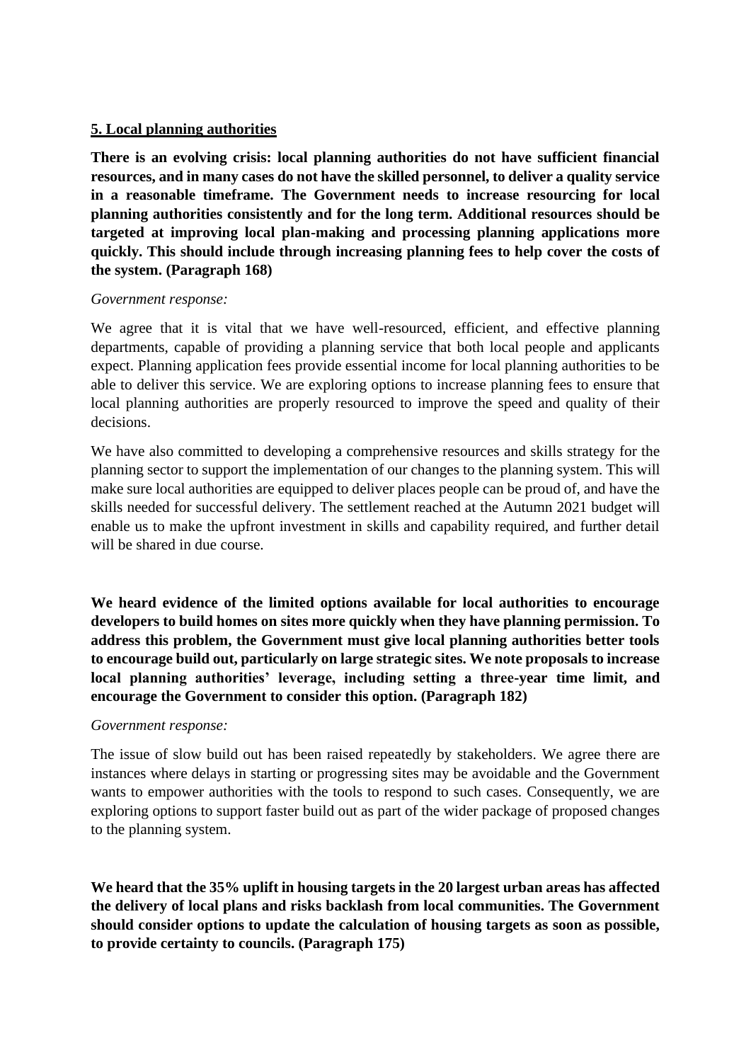## 5. Local planning authorities

**There is an evolving crisis: local planning authorities do not have sufficient financial resources, and in many cases do not have the skilled personnel, to deliver a quality service in a reasonable timeframe. The Government needs to increase resourcing for local planning authorities consistently and for the long term. Additional resources should be targeted at improving local plan-making and processing planning applications more quickly. This should include through increasing planning fees to help cover the costs of the system. (Paragraph 168)**

*Government response:*

We agree that it is vital that we have well-resourced, efficient, and effective planning departments, capable of providing a planning service that both local people and applicants expect. Planning application fees provide essential income for local planning authorities to be able to deliver this service. We are exploring options to increase planning fees to ensure that local planning authorities are properly resourced to improve the speed and quality of their decisions.

We have also committed to developing a comprehensive resources and skills strategy for the planning sector to support the implementation of our changes to the planning system. This will make sure local authorities are equipped to deliver places people can be proud of, and have the skills needed for successful delivery. The settlement reached at the Autumn 2021 budget will enable us to make the upfront investment in skills and capability required, and further detail will be shared in due course.

**We heard evidence of the limited options available for local authorities to encourage developers to build homes on sites more quickly when they have planning permission. To address this problem, the Government must give local planning authorities better tools to encourage build out, particularly on large strategic sites. We note proposals to increase local planning authorities' leverage, including setting a three-year time limit, and encourage the Government to consider this option. (Paragraph 182)**

*Government response:*

The issue of slow build out has been raised repeatedly by stakeholders. We agree there are instances where delays in starting or progressing sites may be avoidable and the Government wants to empower authorities with the tools to respond to such cases. Consequently, we are exploring options to support faster build out as part of the wider package of proposed changes to the planning system.

**We heard that the 35% uplift in housing targets in the 20 largest urban areas has affected the delivery of local plans and risks backlash from local communities. The Government should consider options to update the calculation of housing targets as soon as possible, to provide certainty to councils. (Paragraph 175)**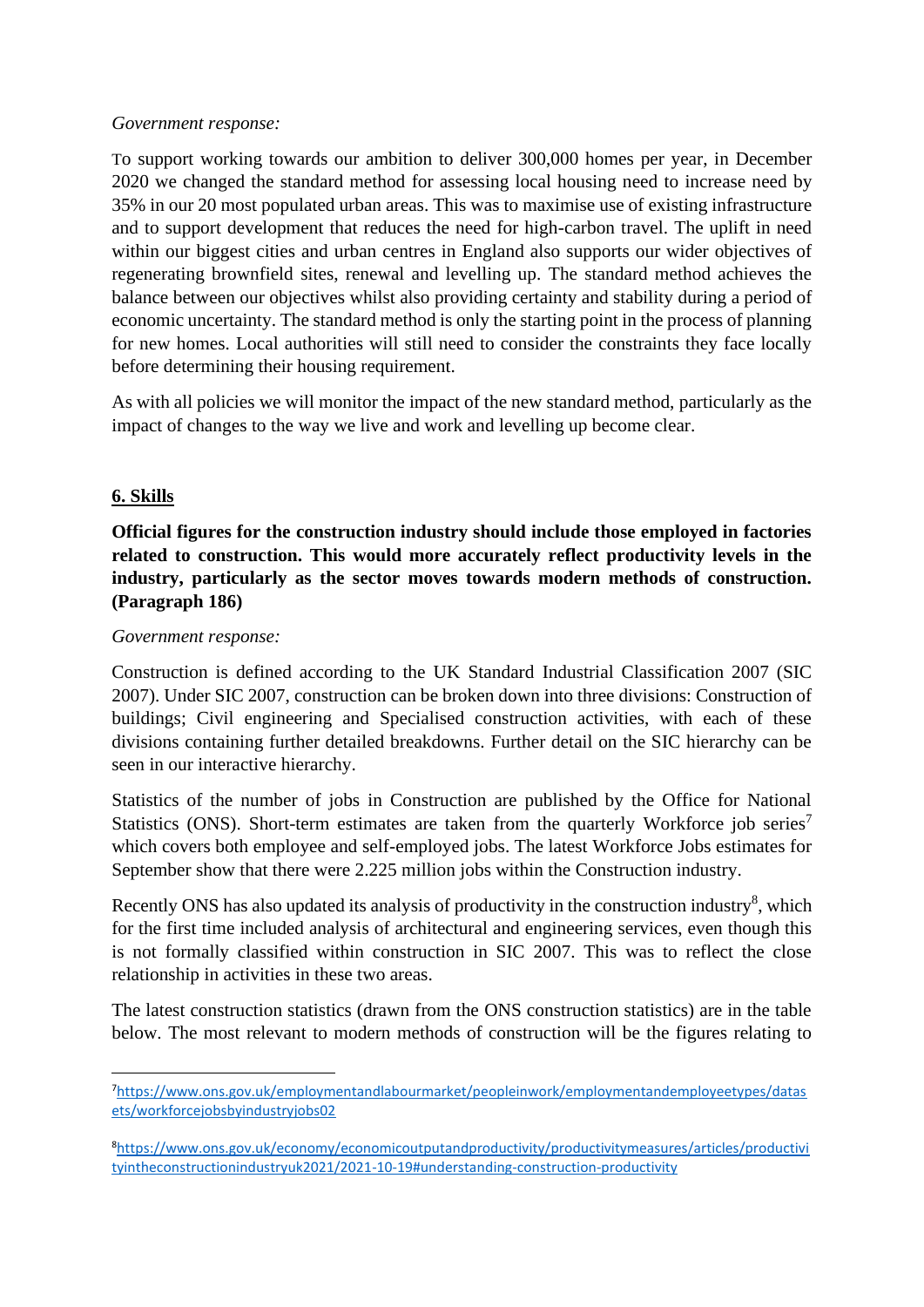*Government response:*

To support working towards our ambition to deliver 300,000 homes per year, in December 2020 we changed the standard method for assessing local housing need to increase need by 35% in our 20 most populated urban areas. This was to maximise use of existing infrastructure and to support development that reduces the need for high-carbon travel. The uplift in need within our biggest cities and urban centres in England also supports our wider objectives of regenerating brownfield sites, renewal and levelling up. The standard method achieves the balance between our objectives whilst also providing certainty and stability during a period of economic uncertainty. The standard method is only the starting point in the process of planning for new homes. Local authorities will still need to consider the constraints they face locally before determining their housing requirement.

As with all policies we will monitor the impact of the new standard method, particularly as the impact of changes to the way we live and work and levelling up become clear.

## 6. Skills

**Official figures for the construction industry should include those employed in factories related to construction. This would more accurately reflect productivity levels in the industry, particularly as the sector moves towards modern methods of construction. (Paragraph 186)**

*Government response:*

Construction is defined according to the UK Standard Industrial Classification 2007 (SIC 2007). Under SIC 2007, construction can be broken down into three divisions: Construction of buildings; Civil engineering and Specialised construction activities, with each of these divisions containing further detailed breakdowns. Further detail on the SIC hierarchy can be seen in our interactive hierarchy.

Statistics of the number of jobs in Construction are published by the Office for National Statistics (ONS). Short-term estimates are taken from the quarterly Workforce job series[7] which covers both employee and self-employed jobs. The latest Workforce Jobs estimates for September show that there were 2.225 million jobs within the Construction industry.

Recently ONS has also updated its analysis of productivity in the construction industry[8], which for the first time included analysis of architectural and engineering services, even though this is not formally classified within construction in SIC 2007. This was to reflect the close relationship in activities in these two areas.

The latest construction statistics (drawn from the ONS construction statistics) are in the table below. The most relevant to modern methods of construction will be the figures relating to

[7] https://www.ons.gov.uk/employmentandlabourmarket/peopleinwork/employmentandemployeetypes/datasets/workforcejobsbyindustryjobs02

[8] https://www.ons.gov.uk/economy/economicoutputandproductivity/productivitymeasures/articles/productivityintheconstructionindustryuk2021/2021-10-19#understanding-construction-productivity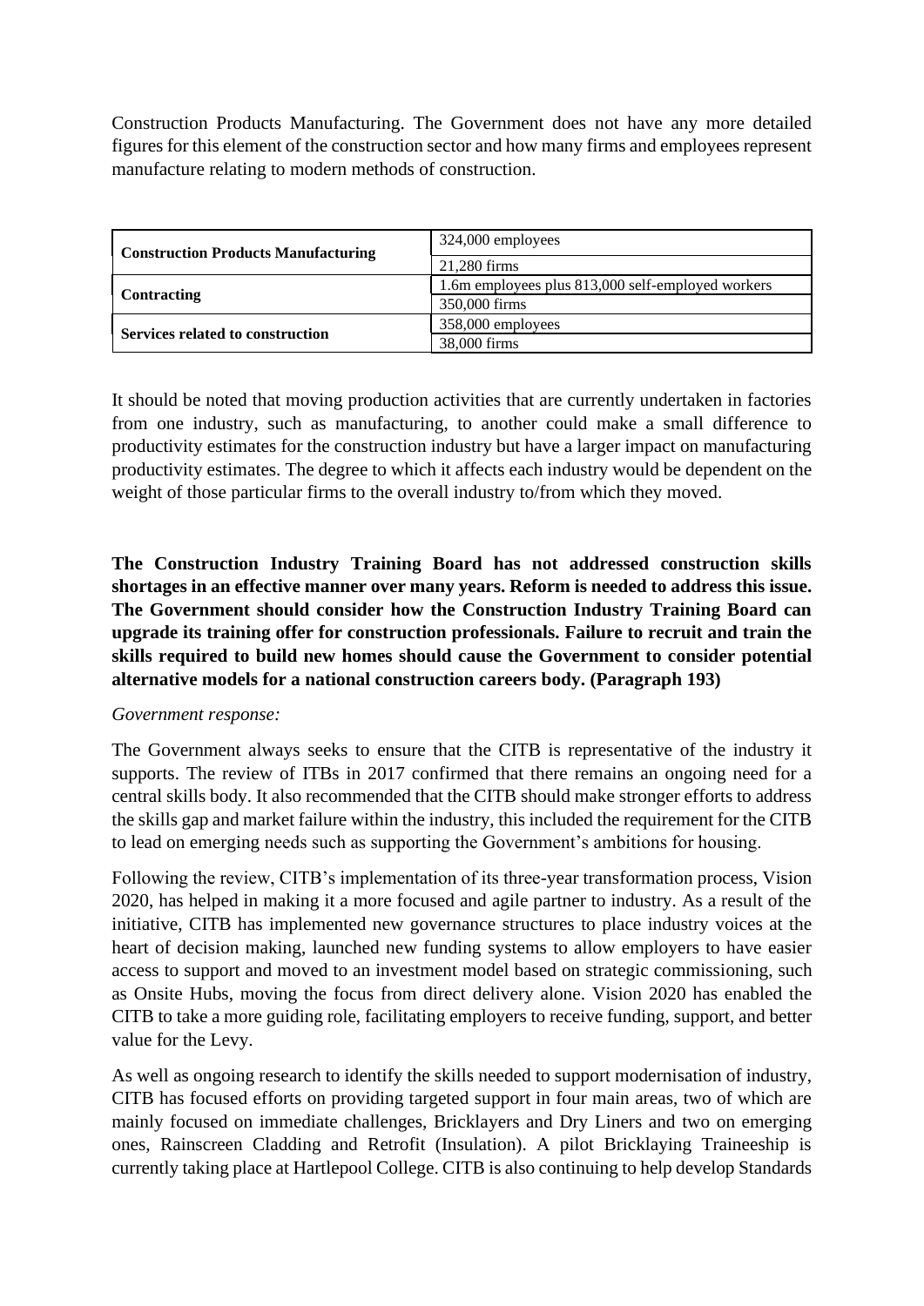Construction Products Manufacturing. The Government does not have any more detailed figures for this element of the construction sector and how many firms and employees represent manufacture relating to modern methods of construction.

| | |
|---|---|
| **Construction Products Manufacturing** | 324,000 employees |
| | 21,280 firms |
| **Contracting** | 1.6m employees plus 813,000 self-employed workers |
| | 350,000 firms |
| **Services related to construction** | 358,000 employees |
| | 38,000 firms |

It should be noted that moving production activities that are currently undertaken in factories from one industry, such as manufacturing, to another could make a small difference to productivity estimates for the construction industry but have a larger impact on manufacturing productivity estimates. The degree to which it affects each industry would be dependent on the weight of those particular firms to the overall industry to/from which they moved.

**The Construction Industry Training Board has not addressed construction skills shortages in an effective manner over many years. Reform is needed to address this issue. The Government should consider how the Construction Industry Training Board can upgrade its training offer for construction professionals. Failure to recruit and train the skills required to build new homes should cause the Government to consider potential alternative models for a national construction careers body. (Paragraph 193)**

*Government response:*

The Government always seeks to ensure that the CITB is representative of the industry it supports. The review of ITBs in 2017 confirmed that there remains an ongoing need for a central skills body. It also recommended that the CITB should make stronger efforts to address the skills gap and market failure within the industry, this included the requirement for the CITB to lead on emerging needs such as supporting the Government's ambitions for housing.

Following the review, CITB's implementation of its three-year transformation process, Vision 2020, has helped in making it a more focused and agile partner to industry. As a result of the initiative, CITB has implemented new governance structures to place industry voices at the heart of decision making, launched new funding systems to allow employers to have easier access to support and moved to an investment model based on strategic commissioning, such as Onsite Hubs, moving the focus from direct delivery alone. Vision 2020 has enabled the CITB to take a more guiding role, facilitating employers to receive funding, support, and better value for the Levy.

As well as ongoing research to identify the skills needed to support modernisation of industry, CITB has focused efforts on providing targeted support in four main areas, two of which are mainly focused on immediate challenges, Bricklayers and Dry Liners and two on emerging ones, Rainscreen Cladding and Retrofit (Insulation). A pilot Bricklaying Traineeship is currently taking place at Hartlepool College. CITB is also continuing to help develop Standards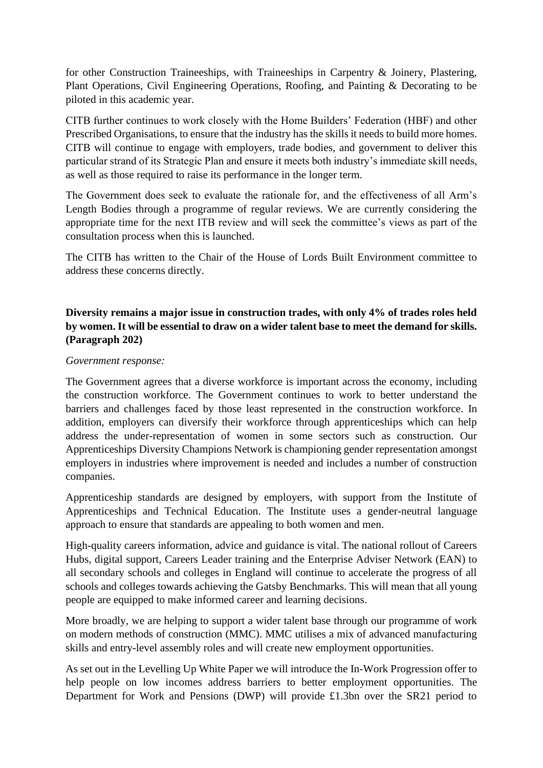for other Construction Traineeships, with Traineeships in Carpentry & Joinery, Plastering, Plant Operations, Civil Engineering Operations, Roofing, and Painting & Decorating to be piloted in this academic year.

CITB further continues to work closely with the Home Builders' Federation (HBF) and other Prescribed Organisations, to ensure that the industry has the skills it needs to build more homes. CITB will continue to engage with employers, trade bodies, and government to deliver this particular strand of its Strategic Plan and ensure it meets both industry's immediate skill needs, as well as those required to raise its performance in the longer term.

The Government does seek to evaluate the rationale for, and the effectiveness of all Arm's Length Bodies through a programme of regular reviews. We are currently considering the appropriate time for the next ITB review and will seek the committee's views as part of the consultation process when this is launched.

The CITB has written to the Chair of the House of Lords Built Environment committee to address these concerns directly.

**Diversity remains a major issue in construction trades, with only 4% of trades roles held by women. It will be essential to draw on a wider talent base to meet the demand for skills. (Paragraph 202)**

*Government response:*

The Government agrees that a diverse workforce is important across the economy, including the construction workforce. The Government continues to work to better understand the barriers and challenges faced by those least represented in the construction workforce. In addition, employers can diversify their workforce through apprenticeships which can help address the under-representation of women in some sectors such as construction. Our Apprenticeships Diversity Champions Network is championing gender representation amongst employers in industries where improvement is needed and includes a number of construction companies.

Apprenticeship standards are designed by employers, with support from the Institute of Apprenticeships and Technical Education. The Institute uses a gender-neutral language approach to ensure that standards are appealing to both women and men.

High-quality careers information, advice and guidance is vital. The national rollout of Careers Hubs, digital support, Careers Leader training and the Enterprise Adviser Network (EAN) to all secondary schools and colleges in England will continue to accelerate the progress of all schools and colleges towards achieving the Gatsby Benchmarks. This will mean that all young people are equipped to make informed career and learning decisions.

More broadly, we are helping to support a wider talent base through our programme of work on modern methods of construction (MMC). MMC utilises a mix of advanced manufacturing skills and entry-level assembly roles and will create new employment opportunities.

As set out in the Levelling Up White Paper we will introduce the In-Work Progression offer to help people on low incomes address barriers to better employment opportunities. The Department for Work and Pensions (DWP) will provide £1.3bn over the SR21 period to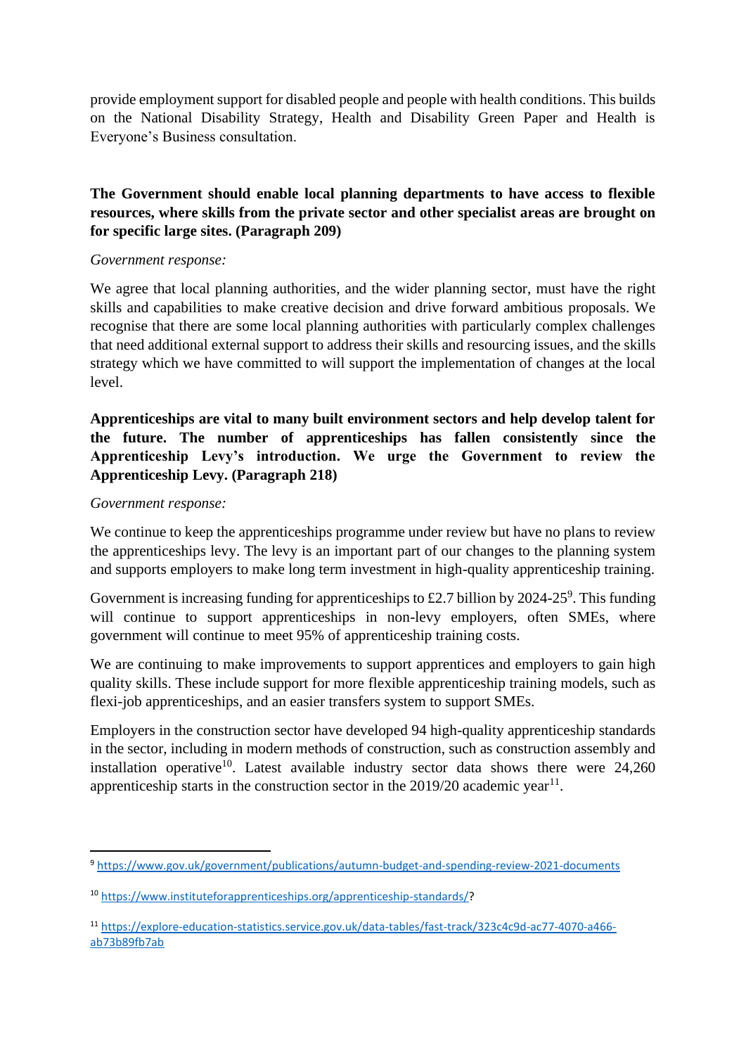provide employment support for disabled people and people with health conditions. This builds on the National Disability Strategy, Health and Disability Green Paper and Health is Everyone's Business consultation.

**The Government should enable local planning departments to have access to flexible resources, where skills from the private sector and other specialist areas are brought on for specific large sites. (Paragraph 209)**

*Government response:*

We agree that local planning authorities, and the wider planning sector, must have the right skills and capabilities to make creative decision and drive forward ambitious proposals. We recognise that there are some local planning authorities with particularly complex challenges that need additional external support to address their skills and resourcing issues, and the skills strategy which we have committed to will support the implementation of changes at the local level.

**Apprenticeships are vital to many built environment sectors and help develop talent for the future. The number of apprenticeships has fallen consistently since the Apprenticeship Levy's introduction. We urge the Government to review the Apprenticeship Levy. (Paragraph 218)**

*Government response:*

We continue to keep the apprenticeships programme under review but have no plans to review the apprenticeships levy. The levy is an important part of our changes to the planning system and supports employers to make long term investment in high-quality apprenticeship training.

Government is increasing funding for apprenticeships to £2.7 billion by 2024-25[9]. This funding will continue to support apprenticeships in non-levy employers, often SMEs, where government will continue to meet 95% of apprenticeship training costs.

We are continuing to make improvements to support apprentices and employers to gain high quality skills. These include support for more flexible apprenticeship training models, such as flexi-job apprenticeships, and an easier transfers system to support SMEs.

Employers in the construction sector have developed 94 high-quality apprenticeship standards in the sector, including in modern methods of construction, such as construction assembly and installation operative[10]. Latest available industry sector data shows there were 24,260 apprenticeship starts in the construction sector in the 2019/20 academic year[11].

---

[9] https://www.gov.uk/government/publications/autumn-budget-and-spending-review-2021-documents

[10] https://www.instituteforapprenticeships.org/apprenticeship-standards/?

[11] https://explore-education-statistics.service.gov.uk/data-tables/fast-track/323c4c9d-ac77-4070-a466-ab73b89fb7ab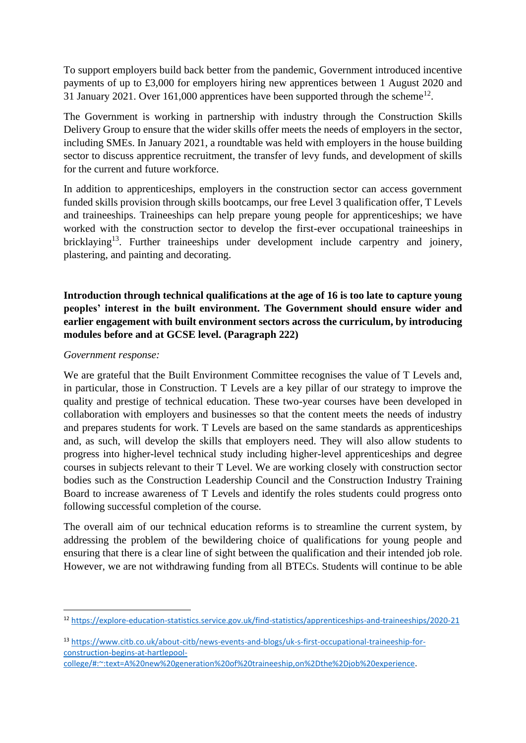To support employers build back better from the pandemic, Government introduced incentive payments of up to £3,000 for employers hiring new apprentices between 1 August 2020 and 31 January 2021. Over 161,000 apprentices have been supported through the scheme[12].

The Government is working in partnership with industry through the Construction Skills Delivery Group to ensure that the wider skills offer meets the needs of employers in the sector, including SMEs. In January 2021, a roundtable was held with employers in the house building sector to discuss apprentice recruitment, the transfer of levy funds, and development of skills for the current and future workforce.

In addition to apprenticeships, employers in the construction sector can access government funded skills provision through skills bootcamps, our free Level 3 qualification offer, T Levels and traineeships. Traineeships can help prepare young people for apprenticeships; we have worked with the construction sector to develop the first-ever occupational traineeships in bricklaying[13]. Further traineeships under development include carpentry and joinery, plastering, and painting and decorating.

**Introduction through technical qualifications at the age of 16 is too late to capture young peoples' interest in the built environment. The Government should ensure wider and earlier engagement with built environment sectors across the curriculum, by introducing modules before and at GCSE level. (Paragraph 222)**

*Government response:*

We are grateful that the Built Environment Committee recognises the value of T Levels and, in particular, those in Construction. T Levels are a key pillar of our strategy to improve the quality and prestige of technical education. These two-year courses have been developed in collaboration with employers and businesses so that the content meets the needs of industry and prepares students for work. T Levels are based on the same standards as apprenticeships and, as such, will develop the skills that employers need. They will also allow students to progress into higher-level technical study including higher-level apprenticeships and degree courses in subjects relevant to their T Level. We are working closely with construction sector bodies such as the Construction Leadership Council and the Construction Industry Training Board to increase awareness of T Levels and identify the roles students could progress onto following successful completion of the course.

The overall aim of our technical education reforms is to streamline the current system, by addressing the problem of the bewildering choice of qualifications for young people and ensuring that there is a clear line of sight between the qualification and their intended job role. However, we are not withdrawing funding from all BTECs. Students will continue to be able

---

[12] https://explore-education-statistics.service.gov.uk/find-statistics/apprenticeships-and-traineeships/2020-21

[13] https://www.citb.co.uk/about-citb/news-events-and-blogs/uk-s-first-occupational-traineeship-for-construction-begins-at-hartlepool-college/#:~:text=A%20new%20generation%20of%20traineeship,on%2Dthe%2Djob%20experience.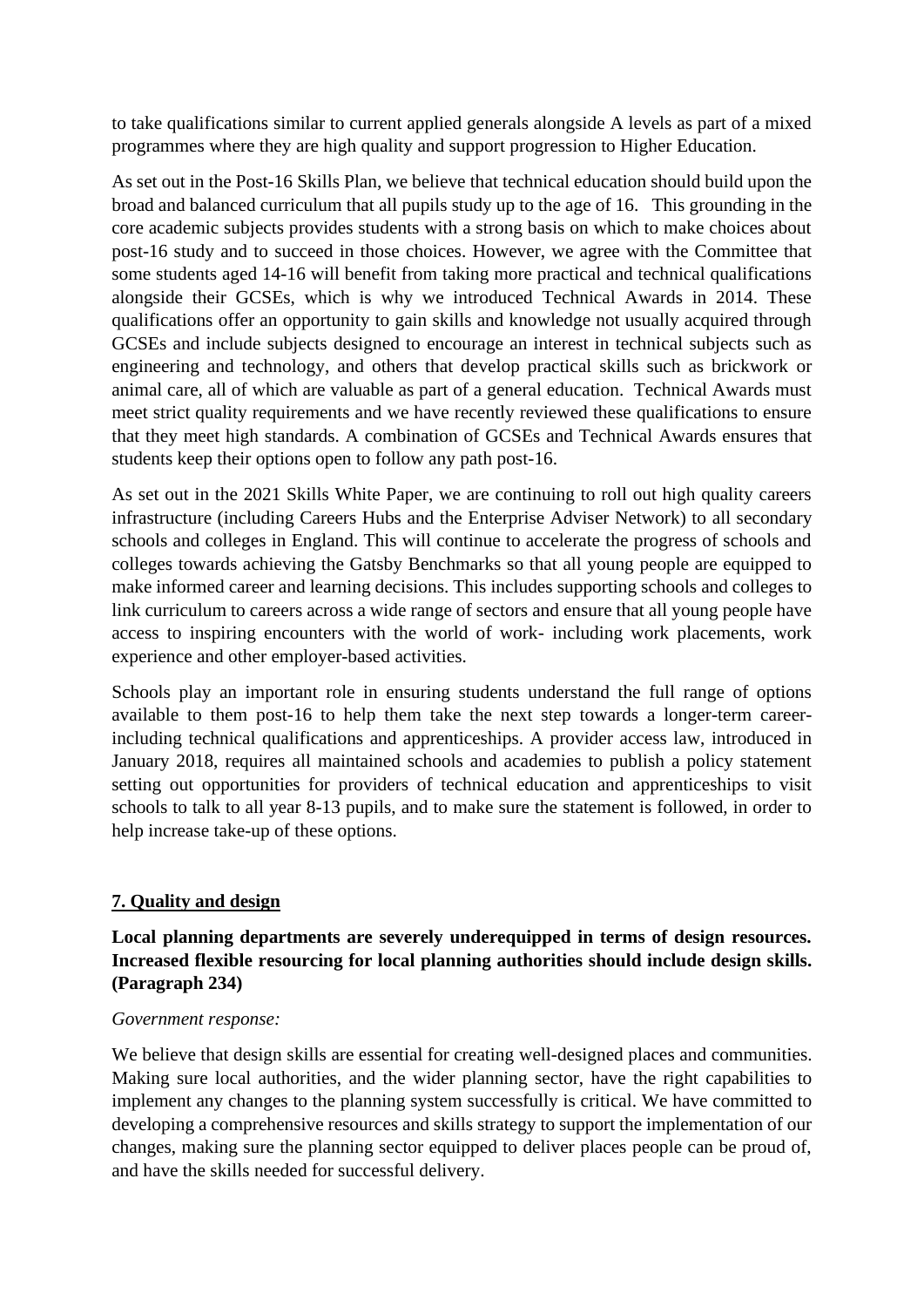to take qualifications similar to current applied generals alongside A levels as part of a mixed programmes where they are high quality and support progression to Higher Education.

As set out in the Post-16 Skills Plan, we believe that technical education should build upon the broad and balanced curriculum that all pupils study up to the age of 16. This grounding in the core academic subjects provides students with a strong basis on which to make choices about post-16 study and to succeed in those choices. However, we agree with the Committee that some students aged 14-16 will benefit from taking more practical and technical qualifications alongside their GCSEs, which is why we introduced Technical Awards in 2014. These qualifications offer an opportunity to gain skills and knowledge not usually acquired through GCSEs and include subjects designed to encourage an interest in technical subjects such as engineering and technology, and others that develop practical skills such as brickwork or animal care, all of which are valuable as part of a general education. Technical Awards must meet strict quality requirements and we have recently reviewed these qualifications to ensure that they meet high standards. A combination of GCSEs and Technical Awards ensures that students keep their options open to follow any path post-16.

As set out in the 2021 Skills White Paper, we are continuing to roll out high quality careers infrastructure (including Careers Hubs and the Enterprise Adviser Network) to all secondary schools and colleges in England. This will continue to accelerate the progress of schools and colleges towards achieving the Gatsby Benchmarks so that all young people are equipped to make informed career and learning decisions. This includes supporting schools and colleges to link curriculum to careers across a wide range of sectors and ensure that all young people have access to inspiring encounters with the world of work- including work placements, work experience and other employer-based activities.

Schools play an important role in ensuring students understand the full range of options available to them post-16 to help them take the next step towards a longer-term career- including technical qualifications and apprenticeships. A provider access law, introduced in January 2018, requires all maintained schools and academies to publish a policy statement setting out opportunities for providers of technical education and apprenticeships to visit schools to talk to all year 8-13 pupils, and to make sure the statement is followed, in order to help increase take-up of these options.

## 7. Quality and design

**Local planning departments are severely underequipped in terms of design resources. Increased flexible resourcing for local planning authorities should include design skills. (Paragraph 234)**

*Government response:*

We believe that design skills are essential for creating well-designed places and communities. Making sure local authorities, and the wider planning sector, have the right capabilities to implement any changes to the planning system successfully is critical. We have committed to developing a comprehensive resources and skills strategy to support the implementation of our changes, making sure the planning sector equipped to deliver places people can be proud of, and have the skills needed for successful delivery.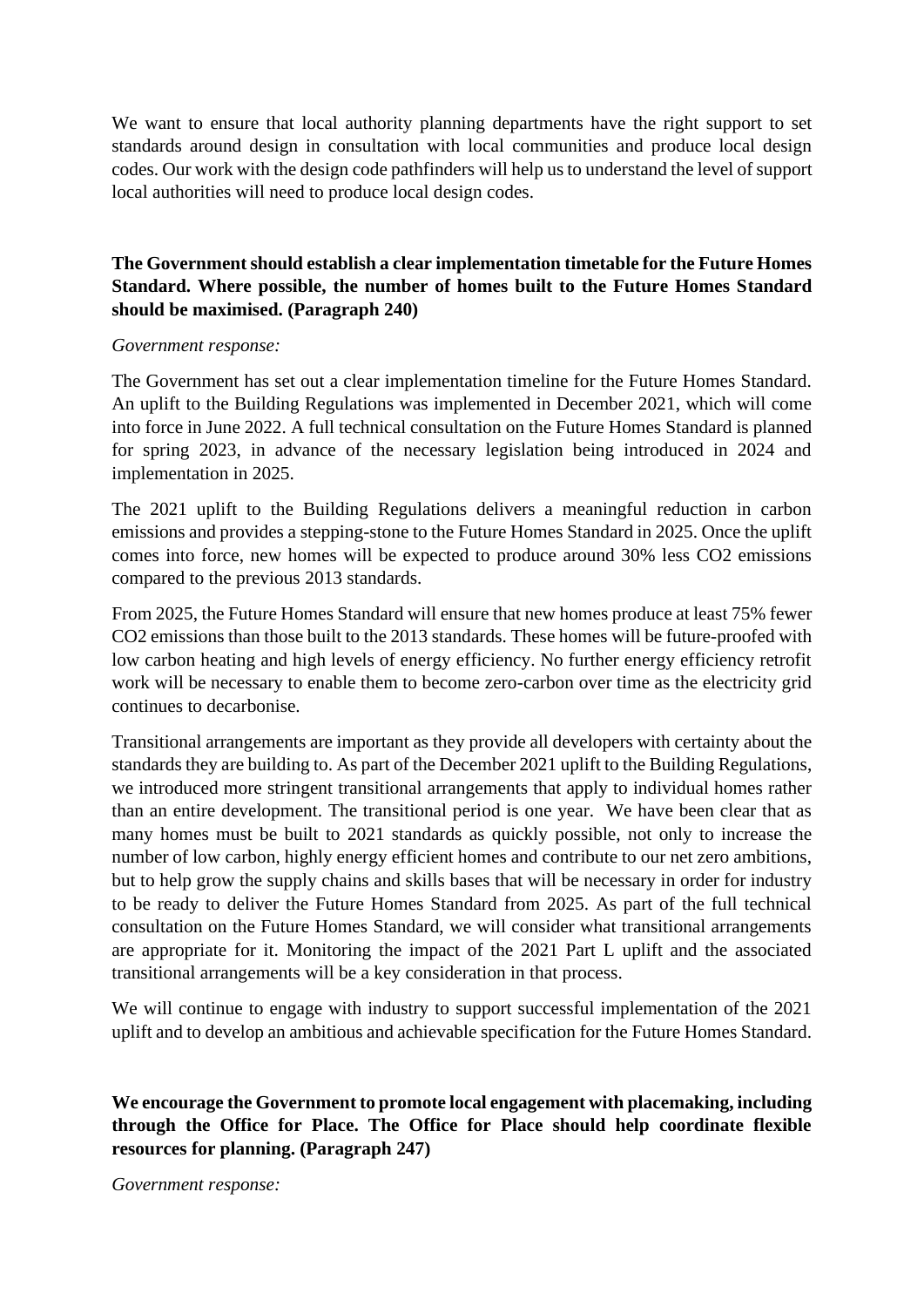We want to ensure that local authority planning departments have the right support to set standards around design in consultation with local communities and produce local design codes. Our work with the design code pathfinders will help us to understand the level of support local authorities will need to produce local design codes.

**The Government should establish a clear implementation timetable for the Future Homes Standard. Where possible, the number of homes built to the Future Homes Standard should be maximised. (Paragraph 240)**

*Government response:*

The Government has set out a clear implementation timeline for the Future Homes Standard. An uplift to the Building Regulations was implemented in December 2021, which will come into force in June 2022. A full technical consultation on the Future Homes Standard is planned for spring 2023, in advance of the necessary legislation being introduced in 2024 and implementation in 2025.

The 2021 uplift to the Building Regulations delivers a meaningful reduction in carbon emissions and provides a stepping-stone to the Future Homes Standard in 2025. Once the uplift comes into force, new homes will be expected to produce around 30% less $CO_2$ emissions compared to the previous 2013 standards.

From 2025, the Future Homes Standard will ensure that new homes produce at least 75% fewer $CO_2$ emissions than those built to the 2013 standards. These homes will be future-proofed with low carbon heating and high levels of energy efficiency. No further energy efficiency retrofit work will be necessary to enable them to become zero-carbon over time as the electricity grid continues to decarbonise.

Transitional arrangements are important as they provide all developers with certainty about the standards they are building to. As part of the December 2021 uplift to the Building Regulations, we introduced more stringent transitional arrangements that apply to individual homes rather than an entire development. The transitional period is one year. We have been clear that as many homes must be built to 2021 standards as quickly possible, not only to increase the number of low carbon, highly energy efficient homes and contribute to our net zero ambitions, but to help grow the supply chains and skills bases that will be necessary in order for industry to be ready to deliver the Future Homes Standard from 2025. As part of the full technical consultation on the Future Homes Standard, we will consider what transitional arrangements are appropriate for it. Monitoring the impact of the 2021 Part L uplift and the associated transitional arrangements will be a key consideration in that process.

We will continue to engage with industry to support successful implementation of the 2021 uplift and to develop an ambitious and achievable specification for the Future Homes Standard.

**We encourage the Government to promote local engagement with placemaking, including through the Office for Place. The Office for Place should help coordinate flexible resources for planning. (Paragraph 247)**

*Government response:*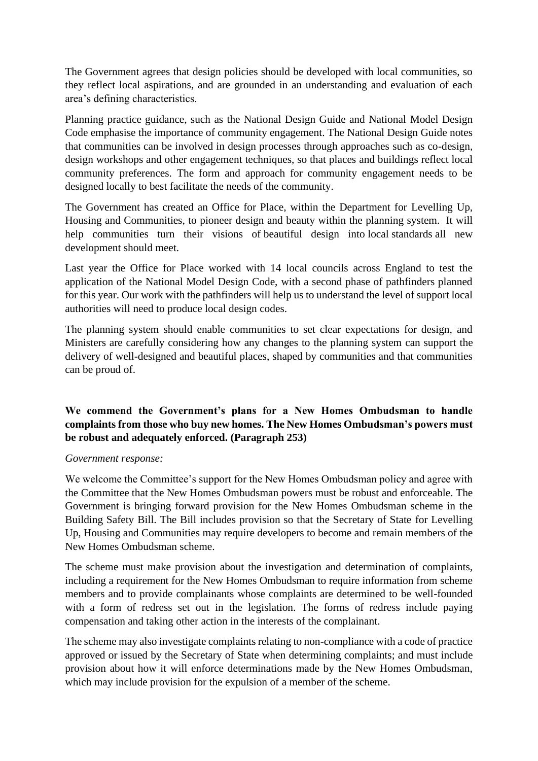The Government agrees that design policies should be developed with local communities, so they reflect local aspirations, and are grounded in an understanding and evaluation of each area's defining characteristics.

Planning practice guidance, such as the National Design Guide and National Model Design Code emphasise the importance of community engagement. The National Design Guide notes that communities can be involved in design processes through approaches such as co-design, design workshops and other engagement techniques, so that places and buildings reflect local community preferences. The form and approach for community engagement needs to be designed locally to best facilitate the needs of the community.

The Government has created an Office for Place, within the Department for Levelling Up, Housing and Communities, to pioneer design and beauty within the planning system. It will help communities turn their visions of beautiful design into local standards all new development should meet.

Last year the Office for Place worked with 14 local councils across England to test the application of the National Model Design Code, with a second phase of pathfinders planned for this year. Our work with the pathfinders will help us to understand the level of support local authorities will need to produce local design codes.

The planning system should enable communities to set clear expectations for design, and Ministers are carefully considering how any changes to the planning system can support the delivery of well-designed and beautiful places, shaped by communities and that communities can be proud of.

**We commend the Government's plans for a New Homes Ombudsman to handle complaints from those who buy new homes. The New Homes Ombudsman's powers must be robust and adequately enforced. (Paragraph 253)**

*Government response:*

We welcome the Committee's support for the New Homes Ombudsman policy and agree with the Committee that the New Homes Ombudsman powers must be robust and enforceable. The Government is bringing forward provision for the New Homes Ombudsman scheme in the Building Safety Bill. The Bill includes provision so that the Secretary of State for Levelling Up, Housing and Communities may require developers to become and remain members of the New Homes Ombudsman scheme.

The scheme must make provision about the investigation and determination of complaints, including a requirement for the New Homes Ombudsman to require information from scheme members and to provide complainants whose complaints are determined to be well-founded with a form of redress set out in the legislation. The forms of redress include paying compensation and taking other action in the interests of the complainant.

The scheme may also investigate complaints relating to non-compliance with a code of practice approved or issued by the Secretary of State when determining complaints; and must include provision about how it will enforce determinations made by the New Homes Ombudsman, which may include provision for the expulsion of a member of the scheme.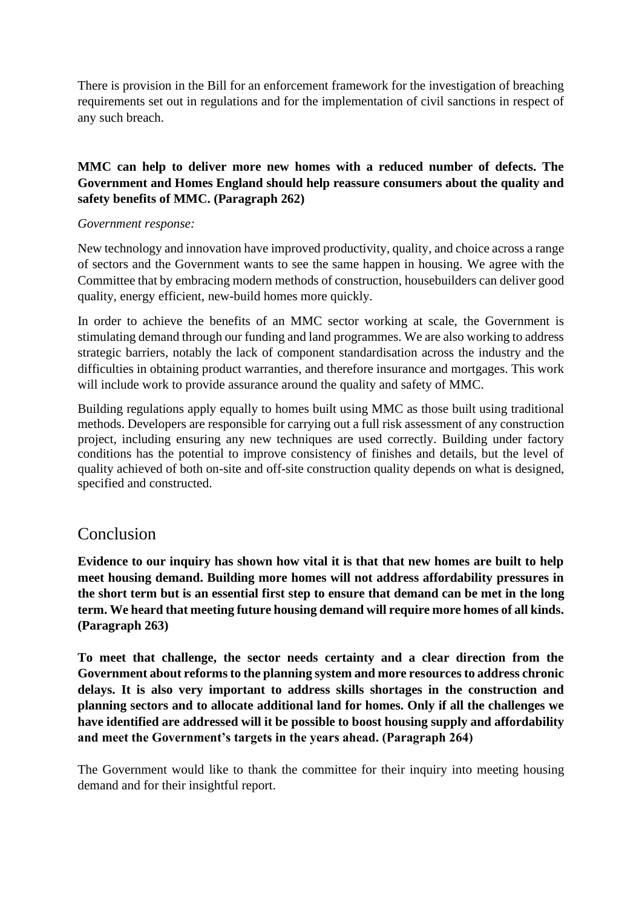There is provision in the Bill for an enforcement framework for the investigation of breaching requirements set out in regulations and for the implementation of civil sanctions in respect of any such breach.

**MMC can help to deliver more new homes with a reduced number of defects. The Government and Homes England should help reassure consumers about the quality and safety benefits of MMC. (Paragraph 262)**

*Government response:*

New technology and innovation have improved productivity, quality, and choice across a range of sectors and the Government wants to see the same happen in housing. We agree with the Committee that by embracing modern methods of construction, housebuilders can deliver good quality, energy efficient, new-build homes more quickly.

In order to achieve the benefits of an MMC sector working at scale, the Government is stimulating demand through our funding and land programmes. We are also working to address strategic barriers, notably the lack of component standardisation across the industry and the difficulties in obtaining product warranties, and therefore insurance and mortgages. This work will include work to provide assurance around the quality and safety of MMC.

Building regulations apply equally to homes built using MMC as those built using traditional methods. Developers are responsible for carrying out a full risk assessment of any construction project, including ensuring any new techniques are used correctly. Building under factory conditions has the potential to improve consistency of finishes and details, but the level of quality achieved of both on-site and off-site construction quality depends on what is designed, specified and constructed.

## Conclusion

**Evidence to our inquiry has shown how vital it is that that new homes are built to help meet housing demand. Building more homes will not address affordability pressures in the short term but is an essential first step to ensure that demand can be met in the long term. We heard that meeting future housing demand will require more homes of all kinds. (Paragraph 263)**

**To meet that challenge, the sector needs certainty and a clear direction from the Government about reforms to the planning system and more resources to address chronic delays. It is also very important to address skills shortages in the construction and planning sectors and to allocate additional land for homes. Only if all the challenges we have identified are addressed will it be possible to boost housing supply and affordability and meet the Government's targets in the years ahead. (Paragraph 264)**

The Government would like to thank the committee for their inquiry into meeting housing demand and for their insightful report.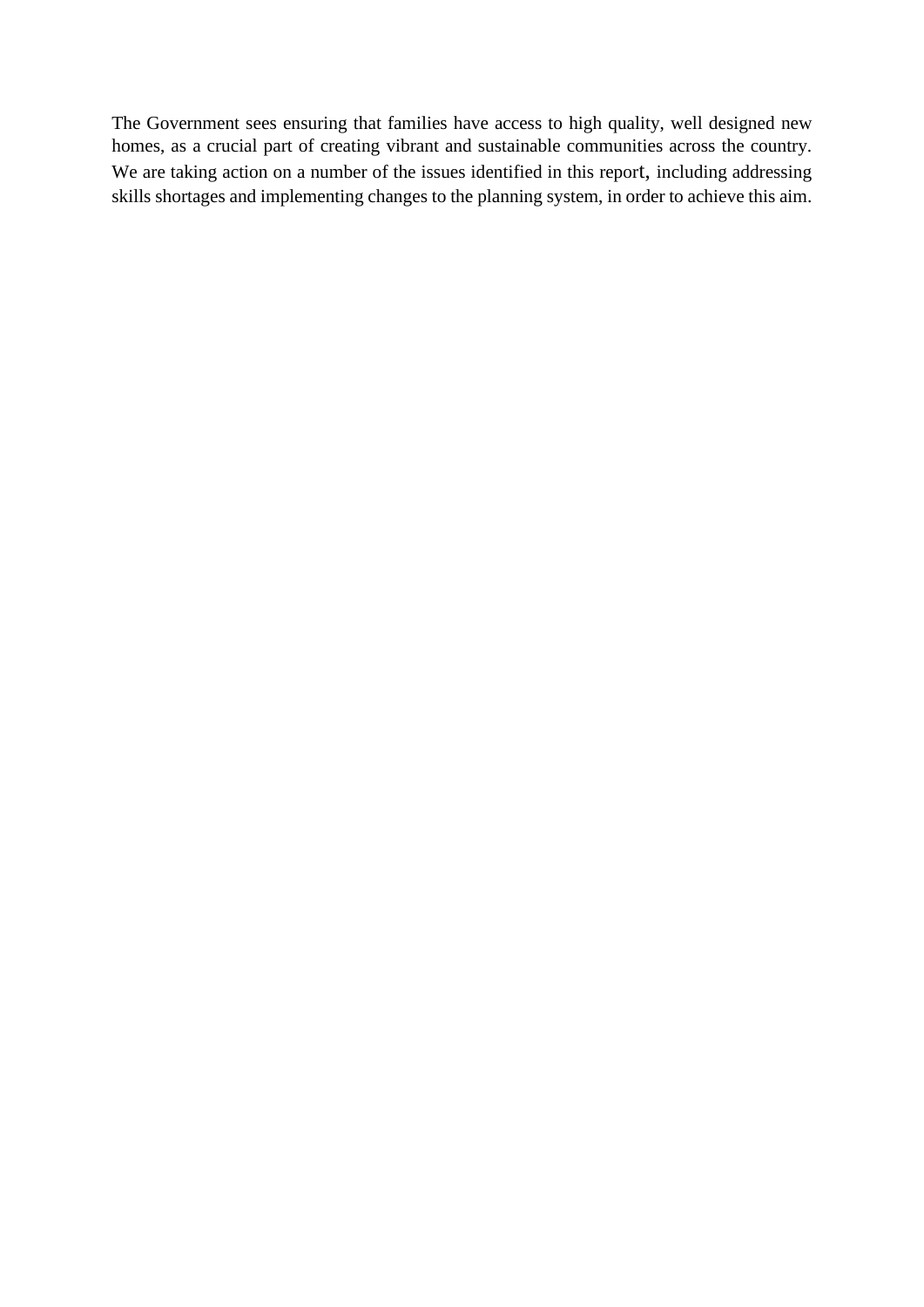The Government sees ensuring that families have access to high quality, well designed new homes, as a crucial part of creating vibrant and sustainable communities across the country. We are taking action on a number of the issues identified in this report, including addressing skills shortages and implementing changes to the planning system, in order to achieve this aim.